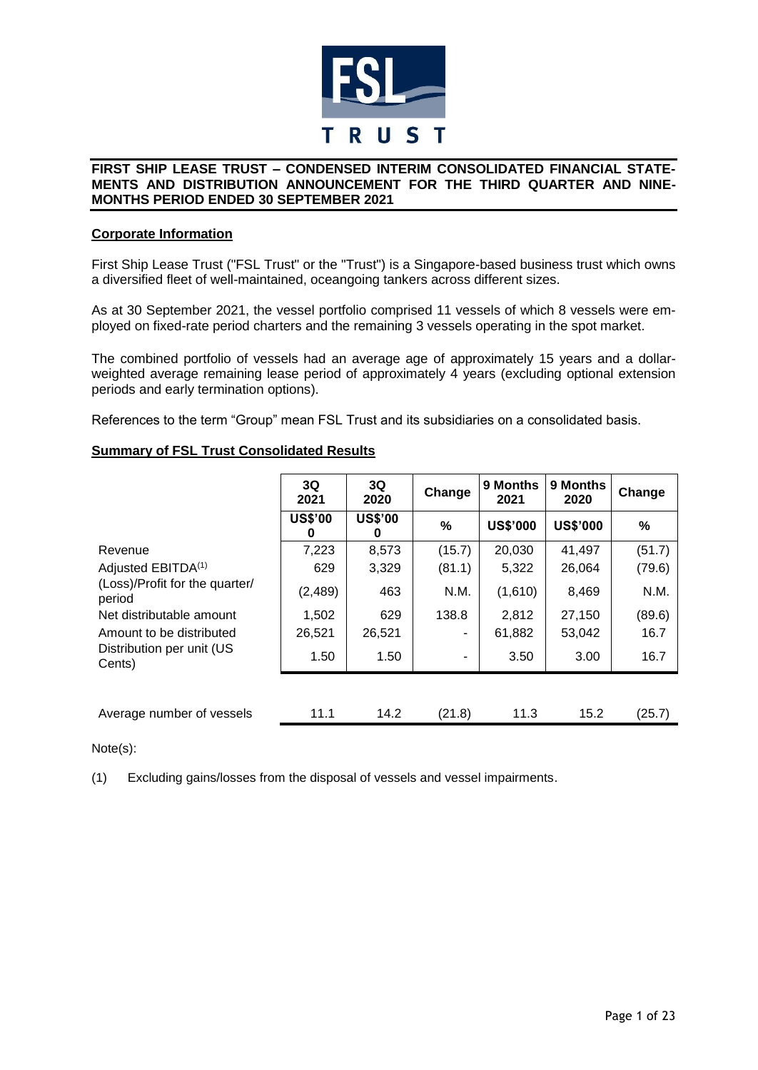**FIRST SHIP LEASE TRUST – CONDENSED INTERIM CONSOLIDATED FINANCIAL STATEMENTS AND DISTRIBUTION ANNOUNCEMENT FOR THE THIRD QUARTER AND NINE-MONTHS PERIOD ENDED 30 SEPTEMBER 2021**

## Corporate Information

First Ship Lease Trust ("FSL Trust" or the "Trust") is a Singapore-based business trust which owns a diversified fleet of well-maintained, oceangoing tankers across different sizes.

As at 30 September 2021, the vessel portfolio comprised 11 vessels of which 8 vessels were employed on fixed-rate period charters and the remaining 3 vessels operating in the spot market.

The combined portfolio of vessels had an average age of approximately 15 years and a dollar-weighted average remaining lease period of approximately 4 years (excluding optional extension periods and early termination options).

References to the term "Group" mean FSL Trust and its subsidiaries on a consolidated basis.

## Summary of FSL Trust Consolidated Results

| | 3Q 2021 | 3Q 2020 | Change | 9 Months 2021 | 9 Months 2020 | Change |
|---|---|---|---|---|---|---|
| | US$'000 | US$'000 | % | US$'000 | US$'000 | % |
| Revenue | 7,223 | 8,573 | (15.7) | 20,030 | 41,497 | (51.7) |
| Adjusted EBITDA(1) | 629 | 3,329 | (81.1) | 5,322 | 26,064 | (79.6) |
| (Loss)/Profit for the quarter/ period | (2,489) | 463 | N.M. | (1,610) | 8,469 | N.M. |
| Net distributable amount | 1,502 | 629 | 138.8 | 2,812 | 27,150 | (89.6) |
| Amount to be distributed | 26,521 | 26,521 | - | 61,882 | 53,042 | 16.7 |
| Distribution per unit (US Cents) | 1.50 | 1.50 | - | 3.50 | 3.00 | 16.7 |
| | | | | | | |
| Average number of vessels | 11.1 | 14.2 | (21.8) | 11.3 | 15.2 | (25.7) |

Note(s):

(1) Excluding gains/losses from the disposal of vessels and vessel impairments.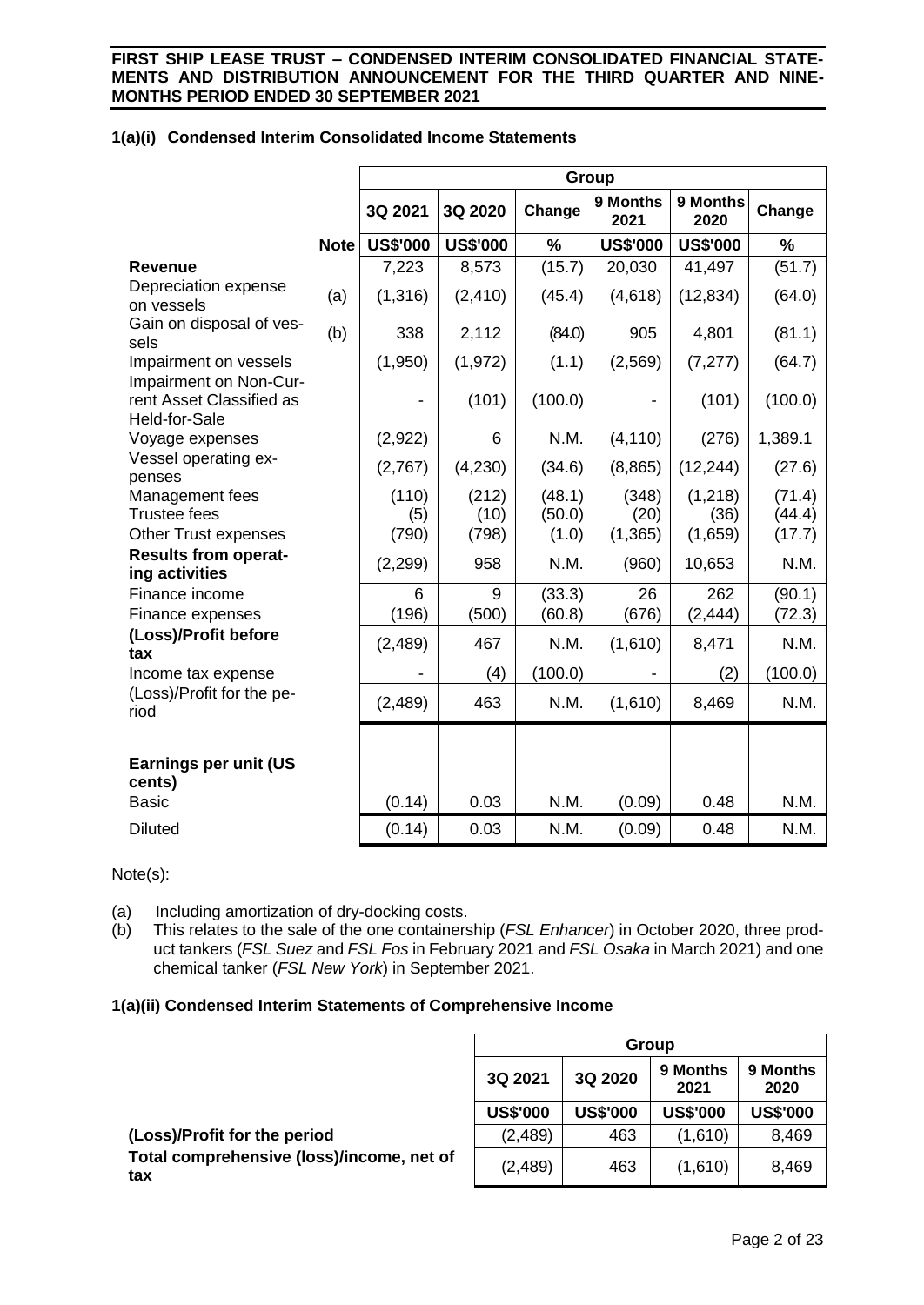## 1(a)(i) Condensed Interim Consolidated Income Statements

| | | Group | | | | | |
|---|---|---|---|---|---|---|---|
| | | 3Q 2021 | 3Q 2020 | Change | 9 Months 2021 | 9 Months 2020 | Change |
| | Note | US$'000 | US$'000 | % | US$'000 | US$'000 | % |
| **Revenue** | | 7,223 | 8,573 | (15.7) | 20,030 | 41,497 | (51.7) |
| Depreciation expense on vessels | (a) | (1,316) | (2,410) | (45.4) | (4,618) | (12,834) | (64.0) |
| Gain on disposal of vessels | (b) | 338 | 2,112 | (84.0) | 905 | 4,801 | (81.1) |
| Impairment on vessels | | (1,950) | (1,972) | (1.1) | (2,569) | (7,277) | (64.7) |
| Impairment on Non-Current Asset Classified as Held-for-Sale | | - | (101) | (100.0) | - | (101) | (100.0) |
| Voyage expenses | | (2,922) | 6 | N.M. | (4,110) | (276) | 1,389.1 |
| Vessel operating expenses | | (2,767) | (4,230) | (34.6) | (8,865) | (12,244) | (27.6) |
| Management fees | | (110) | (212) | (48.1) | (348) | (1,218) | (71.4) |
| Trustee fees | | (5) | (10) | (50.0) | (20) | (36) | (44.4) |
| Other Trust expenses | | (790) | (798) | (1.0) | (1,365) | (1,659) | (17.7) |
| **Results from operating activities** | | (2,299) | 958 | N.M. | (960) | 10,653 | N.M. |
| Finance income | | 6 | 9 | (33.3) | 26 | 262 | (90.1) |
| Finance expenses | | (196) | (500) | (60.8) | (676) | (2,444) | (72.3) |
| **(Loss)/Profit before tax** | | (2,489) | 467 | N.M. | (1,610) | 8,471 | N.M. |
| Income tax expense | | - | (4) | (100.0) | - | (2) | (100.0) |
| (Loss)/Profit for the period | | (2,489) | 463 | N.M. | (1,610) | 8,469 | N.M. |
| | | | | | | | |
| **Earnings per unit (US cents)** | | | | | | | |
| Basic | | (0.14) | 0.03 | N.M. | (0.09) | 0.48 | N.M. |
| Diluted | | (0.14) | 0.03 | N.M. | (0.09) | 0.48 | N.M. |

Note(s):

(a) Including amortization of dry-docking costs.
(b) This relates to the sale of the one containership (*FSL Enhancer*) in October 2020, three product tankers (*FSL Suez* and *FSL Fos* in February 2021 and *FSL Osaka* in March 2021) and one chemical tanker (*FSL New York*) in September 2021.

## 1(a)(ii) Condensed Interim Statements of Comprehensive Income

| | Group | | | |
|---|---|---|---|---|
| | 3Q 2021 | 3Q 2020 | 9 Months 2021 | 9 Months 2020 |
| | US$'000 | US$'000 | US$'000 | US$'000 |
| **(Loss)/Profit for the period** | (2,489) | 463 | (1,610) | 8,469 |
| **Total comprehensive (loss)/income, net of tax** | (2,489) | 463 | (1,610) | 8,469 |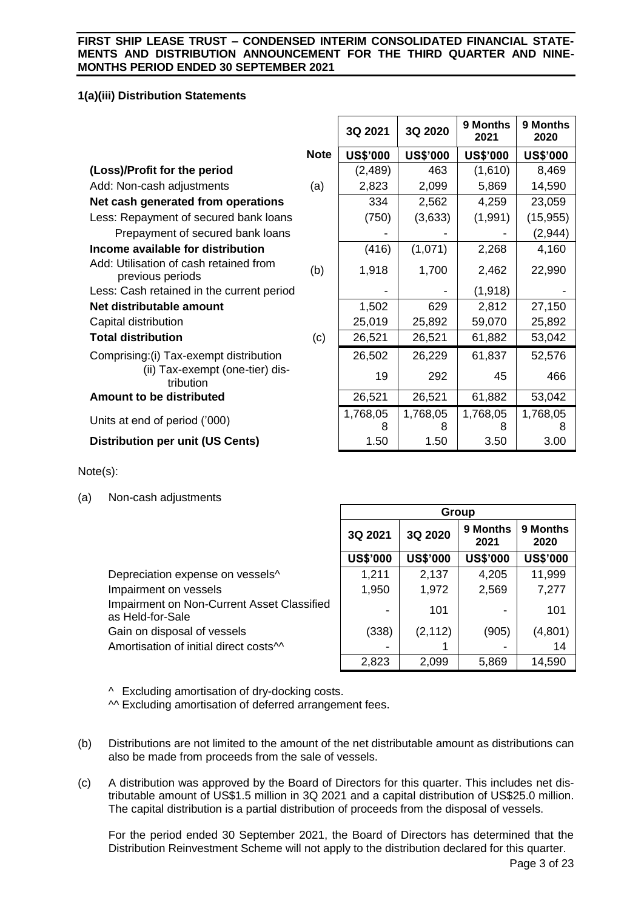### 1(a)(iii) Distribution Statements

| | Note | 3Q 2021 | 3Q 2020 | 9 Months 2021 | 9 Months 2020 |
|---|---|---|---|---|---|
| | | US$'000 | US$'000 | US$'000 | US$'000 |
| **(Loss)/Profit for the period** | | (2,489) | 463 | (1,610) | 8,469 |
| Add: Non-cash adjustments | (a) | 2,823 | 2,099 | 5,869 | 14,590 |
| **Net cash generated from operations** | | 334 | 2,562 | 4,259 | 23,059 |
| Less: Repayment of secured bank loans | | (750) | (3,633) | (1,991) | (15,955) |
| Prepayment of secured bank loans | | - | - | - | (2,944) |
| **Income available for distribution** | | (416) | (1,071) | 2,268 | 4,160 |
| Add: Utilisation of cash retained from previous periods | (b) | 1,918 | 1,700 | 2,462 | 22,990 |
| Less: Cash retained in the current period | | - | - | (1,918) | - |
| **Net distributable amount** | | 1,502 | 629 | 2,812 | 27,150 |
| Capital distribution | | 25,019 | 25,892 | 59,070 | 25,892 |
| **Total distribution** | (c) | 26,521 | 26,521 | 61,882 | 53,042 |
| Comprising: (i) Tax-exempt distribution | | 26,502 | 26,229 | 61,837 | 52,576 |
| (ii) Tax-exempt (one-tier) distribution | | 19 | 292 | 45 | 466 |
| **Amount to be distributed** | | 26,521 | 26,521 | 61,882 | 53,042 |
| Units at end of period ('000) | | 1,768,058 | 1,768,058 | 1,768,058 | 1,768,058 |
| **Distribution per unit (US Cents)** | | 1.50 | 1.50 | 3.50 | 3.00 |

Note(s):

(a) Non-cash adjustments

| | Group | | | |
|---|---|---|---|---|
| | 3Q 2021 | 3Q 2020 | 9 Months 2021 | 9 Months 2020 |
| | US$'000 | US$'000 | US$'000 | US$'000 |
| Depreciation expense on vessels^ | 1,211 | 2,137 | 4,205 | 11,999 |
| Impairment on vessels | 1,950 | 1,972 | 2,569 | 7,277 |
| Impairment on Non-Current Asset Classified as Held-for-Sale | - | 101 | - | 101 |
| Gain on disposal of vessels | (338) | (2,112) | (905) | (4,801) |
| Amortisation of initial direct costs^^ | - | 1 | - | 14 |
| | 2,823 | 2,099 | 5,869 | 14,590 |

^ Excluding amortisation of dry-docking costs.

^^ Excluding amortisation of deferred arrangement fees.

(b) Distributions are not limited to the amount of the net distributable amount as distributions can also be made from proceeds from the sale of vessels.

(c) A distribution was approved by the Board of Directors for this quarter. This includes net distributable amount of US$1.5 million in 3Q 2021 and a capital distribution of US$25.0 million. The capital distribution is a partial distribution of proceeds from the disposal of vessels.

For the period ended 30 September 2021, the Board of Directors has determined that the Distribution Reinvestment Scheme will not apply to the distribution declared for this quarter.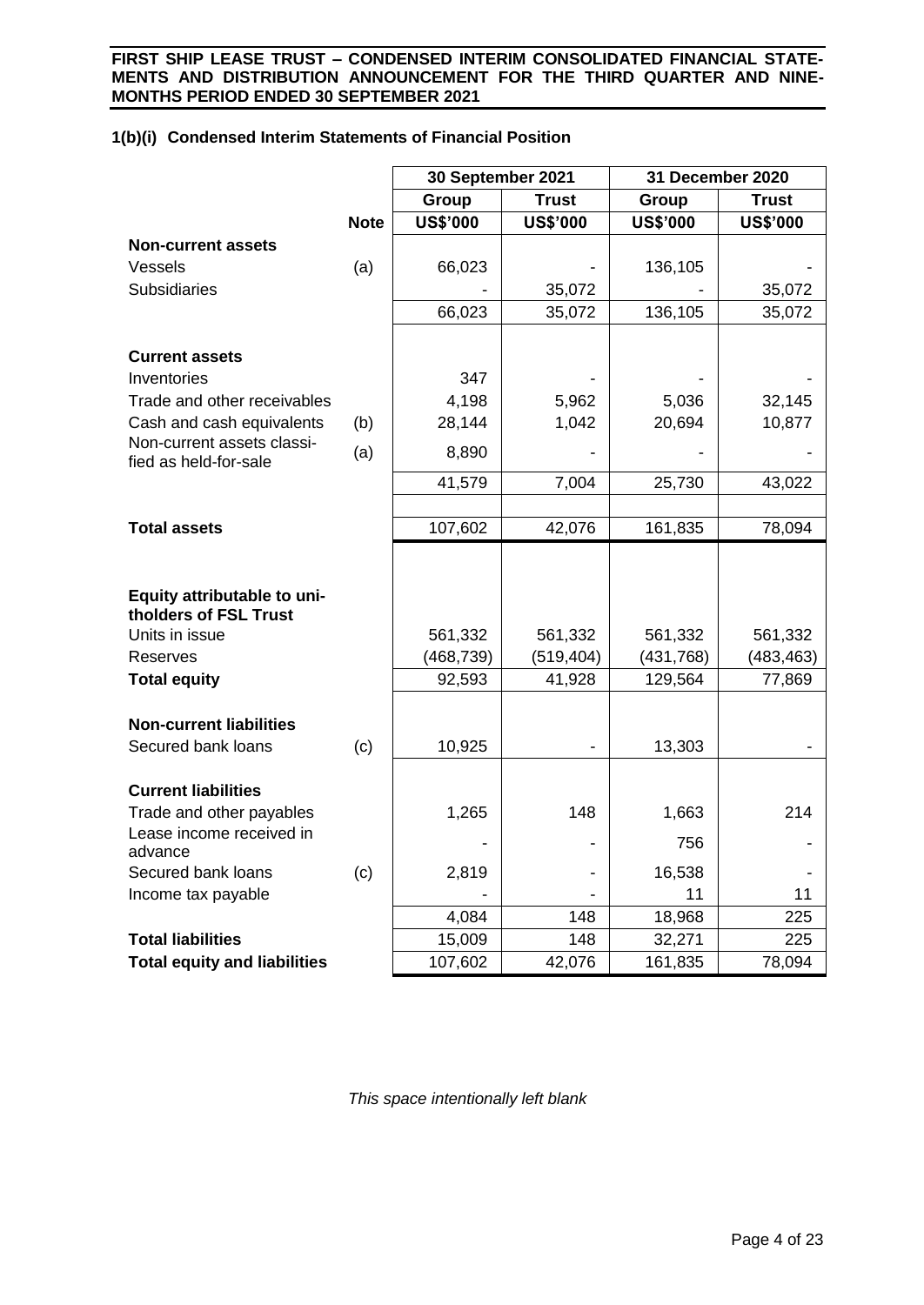## 1(b)(i) Condensed Interim Statements of Financial Position

| | | 30 September 2021 | | 31 December 2020 | |
|---|---|---|---|---|---|
| | | Group | Trust | Group | Trust |
| | Note | US$'000 | US$'000 | US$'000 | US$'000 |
| **Non-current assets** | | | | | |
| Vessels | (a) | 66,023 | - | 136,105 | - |
| Subsidiaries | | - | 35,072 | - | 35,072 |
| | | 66,023 | 35,072 | 136,105 | 35,072 |
| **Current assets** | | | | | |
| Inventories | | 347 | - | - | - |
| Trade and other receivables | | 4,198 | 5,962 | 5,036 | 32,145 |
| Cash and cash equivalents | (b) | 28,144 | 1,042 | 20,694 | 10,877 |
| Non-current assets classified as held-for-sale | (a) | 8,890 | - | - | - |
| | | 41,579 | 7,004 | 25,730 | 43,022 |
| **Total assets** | | 107,602 | 42,076 | 161,835 | 78,094 |
| **Equity attributable to unitholders of FSL Trust** | | | | | |
| Units in issue | | 561,332 | 561,332 | 561,332 | 561,332 |
| Reserves | | (468,739) | (519,404) | (431,768) | (483,463) |
| **Total equity** | | 92,593 | 41,928 | 129,564 | 77,869 |
| **Non-current liabilities** | | | | | |
| Secured bank loans | (c) | 10,925 | - | 13,303 | - |
| **Current liabilities** | | | | | |
| Trade and other payables | | 1,265 | 148 | 1,663 | 214 |
| Lease income received in advance | | - | - | 756 | - |
| Secured bank loans | (c) | 2,819 | - | 16,538 | - |
| Income tax payable | | - | - | 11 | 11 |
| | | 4,084 | 148 | 18,968 | 225 |
| **Total liabilities** | | 15,009 | 148 | 32,271 | 225 |
| **Total equity and liabilities** | | 107,602 | 42,076 | 161,835 | 78,094 |

*This space intentionally left blank*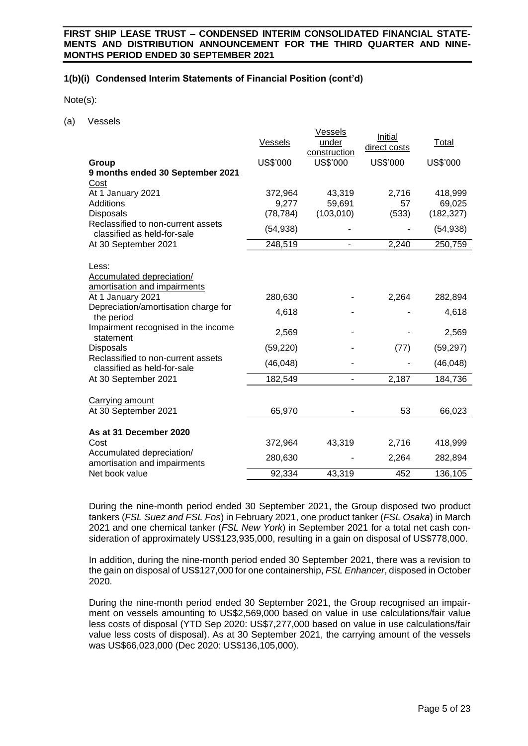## 1(b)(i) Condensed Interim Statements of Financial Position (cont'd)

Note(s):

(a) Vessels

| | Vessels | Vessels under construction | Initial direct costs | Total |
|---|---|---|---|---|
| **Group** | US$'000 | US$'000 | US$'000 | US$'000 |
| **9 months ended 30 September 2021** | | | | |
| Cost | | | | |
| At 1 January 2021 | 372,964 | 43,319 | 2,716 | 418,999 |
| Additions | 9,277 | 59,691 | 57 | 69,025 |
| Disposals | (78,784) | (103,010) | (533) | (182,327) |
| Reclassified to non-current assets classified as held-for-sale | (54,938) | - | - | (54,938) |
| At 30 September 2021 | 248,519 | - | 2,240 | 250,759 |
| | | | | |
| Less: | | | | |
| Accumulated depreciation/ amortisation and impairments | | | | |
| At 1 January 2021 | 280,630 | - | 2,264 | 282,894 |
| Depreciation/amortisation charge for the period | 4,618 | - | - | 4,618 |
| Impairment recognised in the income statement | 2,569 | - | - | 2,569 |
| Disposals | (59,220) | - | (77) | (59,297) |
| Reclassified to non-current assets classified as held-for-sale | (46,048) | - | - | (46,048) |
| At 30 September 2021 | 182,549 | - | 2,187 | 184,736 |
| | | | | |
| Carrying amount | | | | |
| At 30 September 2021 | 65,970 | - | 53 | 66,023 |
| | | | | |
| **As at 31 December 2020** | | | | |
| Cost | 372,964 | 43,319 | 2,716 | 418,999 |
| Accumulated depreciation/ amortisation and impairments | 280,630 | - | 2,264 | 282,894 |
| Net book value | 92,334 | 43,319 | 452 | 136,105 |

During the nine-month period ended 30 September 2021, the Group disposed two product tankers (*FSL Suez and FSL Fos*) in February 2021, one product tanker (*FSL Osaka*) in March 2021 and one chemical tanker (*FSL New York*) in September 2021 for a total net cash consideration of approximately US$123,935,000, resulting in a gain on disposal of US$778,000.

In addition, during the nine-month period ended 30 September 2021, there was a revision to the gain on disposal of US$127,000 for one containership, *FSL Enhancer*, disposed in October 2020.

During the nine-month period ended 30 September 2021, the Group recognised an impairment on vessels amounting to US$2,569,000 based on value in use calculations/fair value less costs of disposal (YTD Sep 2020: US$7,277,000 based on value in use calculations/fair value less costs of disposal). As at 30 September 2021, the carrying amount of the vessels was US$66,023,000 (Dec 2020: US$136,105,000).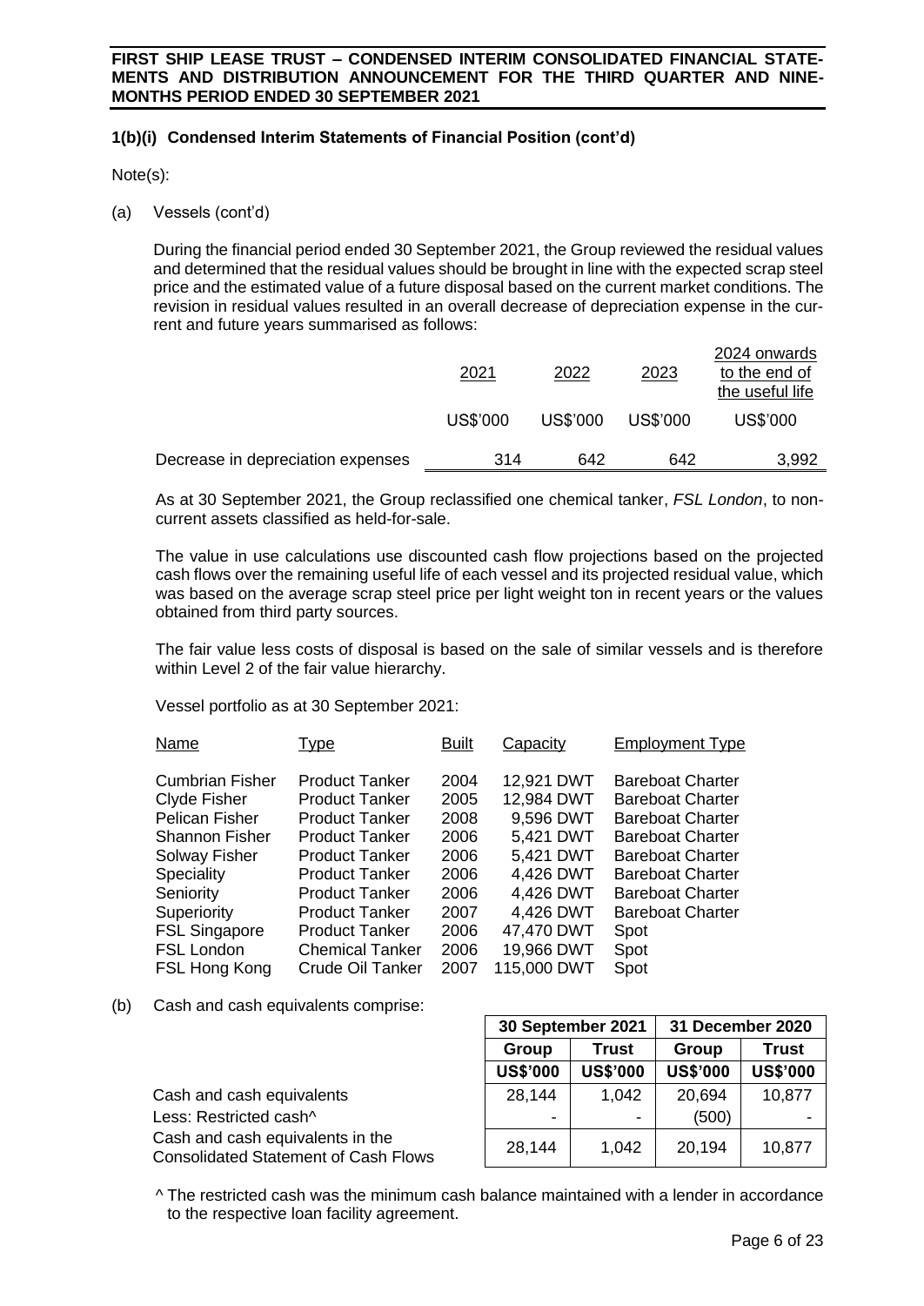### 1(b)(i) Condensed Interim Statements of Financial Position (cont'd)

Note(s):

(a) Vessels (cont'd)

During the financial period ended 30 September 2021, the Group reviewed the residual values and determined that the residual values should be brought in line with the expected scrap steel price and the estimated value of a future disposal based on the current market conditions. The revision in residual values resulted in an overall decrease of depreciation expense in the current and future years summarised as follows:

| | 2021 | 2022 | 2023 | 2024 onwards to the end of the useful life |
|---|---|---|---|---|
| | US$'000 | US$'000 | US$'000 | US$'000 |
| Decrease in depreciation expenses | 314 | 642 | 642 | 3,992 |

As at 30 September 2021, the Group reclassified one chemical tanker, *FSL London*, to non-current assets classified as held-for-sale.

The value in use calculations use discounted cash flow projections based on the projected cash flows over the remaining useful life of each vessel and its projected residual value, which was based on the average scrap steel price per light weight ton in recent years or the values obtained from third party sources.

The fair value less costs of disposal is based on the sale of similar vessels and is therefore within Level 2 of the fair value hierarchy.

Vessel portfolio as at 30 September 2021:

| Name | Type | Built | Capacity | Employment Type |
|---|---|---|---|---|
| Cumbrian Fisher | Product Tanker | 2004 | 12,921 DWT | Bareboat Charter |
| Clyde Fisher | Product Tanker | 2005 | 12,984 DWT | Bareboat Charter |
| Pelican Fisher | Product Tanker | 2008 | 9,596 DWT | Bareboat Charter |
| Shannon Fisher | Product Tanker | 2006 | 5,421 DWT | Bareboat Charter |
| Solway Fisher | Product Tanker | 2006 | 5,421 DWT | Bareboat Charter |
| Speciality | Product Tanker | 2006 | 4,426 DWT | Bareboat Charter |
| Seniority | Product Tanker | 2006 | 4,426 DWT | Bareboat Charter |
| Superiority | Product Tanker | 2007 | 4,426 DWT | Bareboat Charter |
| FSL Singapore | Product Tanker | 2006 | 47,470 DWT | Spot |
| FSL London | Chemical Tanker | 2006 | 19,966 DWT | Spot |
| FSL Hong Kong | Crude Oil Tanker | 2007 | 115,000 DWT | Spot |

(b) Cash and cash equivalents comprise:

| | 30 September 2021 | | 31 December 2020 | |
|---|---|---|---|---|
| | Group | Trust | Group | Trust |
| | US$'000 | US$'000 | US$'000 | US$'000 |
| Cash and cash equivalents | 28,144 | 1,042 | 20,694 | 10,877 |
| Less: Restricted cash^ | - | - | (500) | - |
| Cash and cash equivalents in the Consolidated Statement of Cash Flows | 28,144 | 1,042 | 20,194 | 10,877 |

^ The restricted cash was the minimum cash balance maintained with a lender in accordance to the respective loan facility agreement.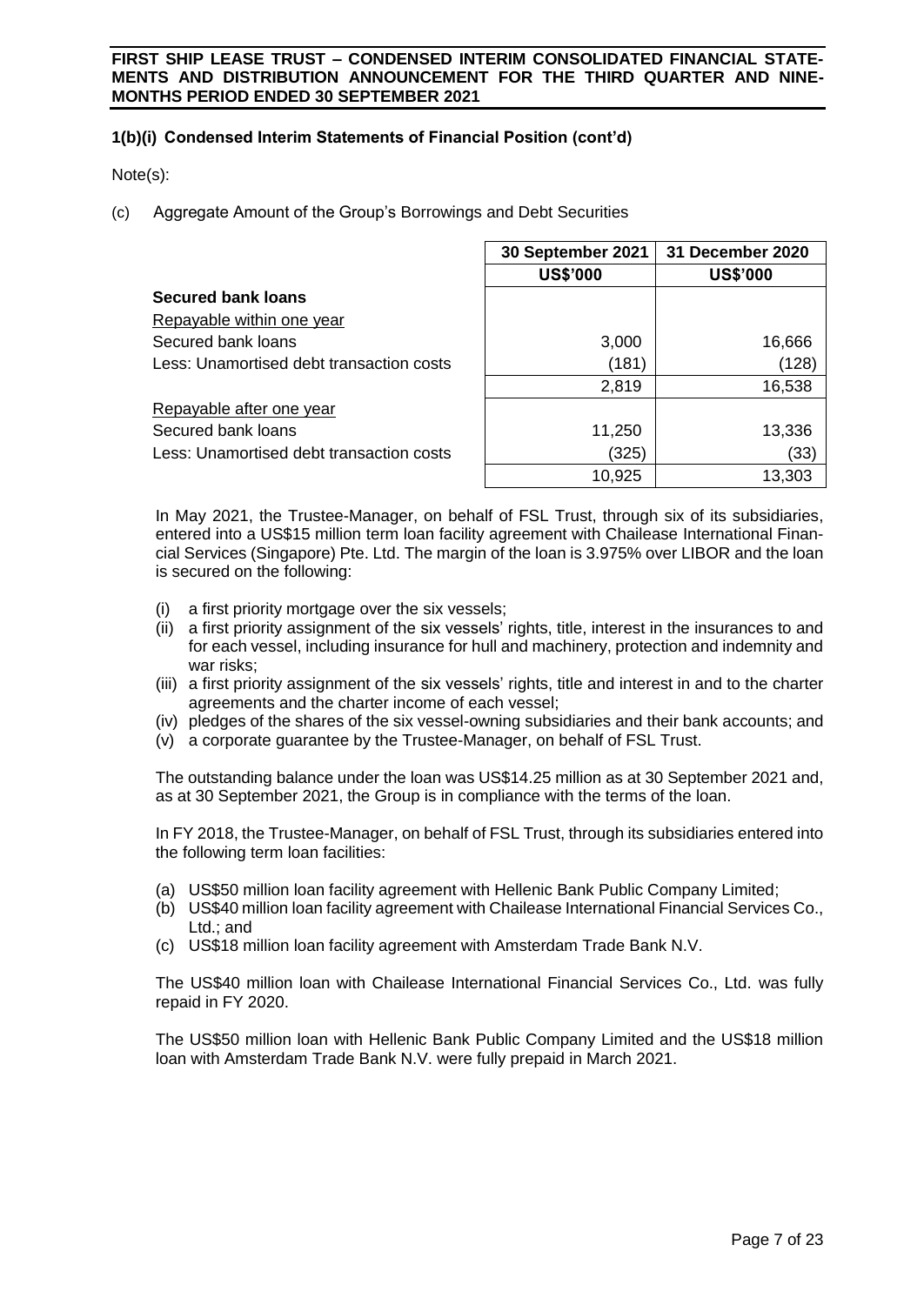### 1(b)(i) Condensed Interim Statements of Financial Position (cont'd)

Note(s):

(c) Aggregate Amount of the Group's Borrowings and Debt Securities

| | 30 September 2021 | 31 December 2020 |
|---|---|---|
| | US$'000 | US$'000 |
| **Secured bank loans** | | |
| Repayable within one year | | |
| Secured bank loans | 3,000 | 16,666 |
| Less: Unamortised debt transaction costs | (181) | (128) |
| | 2,819 | 16,538 |
| Repayable after one year | | |
| Secured bank loans | 11,250 | 13,336 |
| Less: Unamortised debt transaction costs | (325) | (33) |
| | 10,925 | 13,303 |

In May 2021, the Trustee-Manager, on behalf of FSL Trust, through six of its subsidiaries, entered into a US$15 million term loan facility agreement with Chailease International Financial Services (Singapore) Pte. Ltd. The margin of the loan is 3.975% over LIBOR and the loan is secured on the following:

(i) a first priority mortgage over the six vessels;
(ii) a first priority assignment of the six vessels' rights, title, interest in the insurances to and for each vessel, including insurance for hull and machinery, protection and indemnity and war risks;
(iii) a first priority assignment of the six vessels' rights, title and interest in and to the charter agreements and the charter income of each vessel;
(iv) pledges of the shares of the six vessel-owning subsidiaries and their bank accounts; and
(v) a corporate guarantee by the Trustee-Manager, on behalf of FSL Trust.

The outstanding balance under the loan was US$14.25 million as at 30 September 2021 and, as at 30 September 2021, the Group is in compliance with the terms of the loan.

In FY 2018, the Trustee-Manager, on behalf of FSL Trust, through its subsidiaries entered into the following term loan facilities:

(a) US$50 million loan facility agreement with Hellenic Bank Public Company Limited;
(b) US$40 million loan facility agreement with Chailease International Financial Services Co., Ltd.; and
(c) US$18 million loan facility agreement with Amsterdam Trade Bank N.V.

The US$40 million loan with Chailease International Financial Services Co., Ltd. was fully repaid in FY 2020.

The US$50 million loan with Hellenic Bank Public Company Limited and the US$18 million loan with Amsterdam Trade Bank N.V. were fully prepaid in March 2021.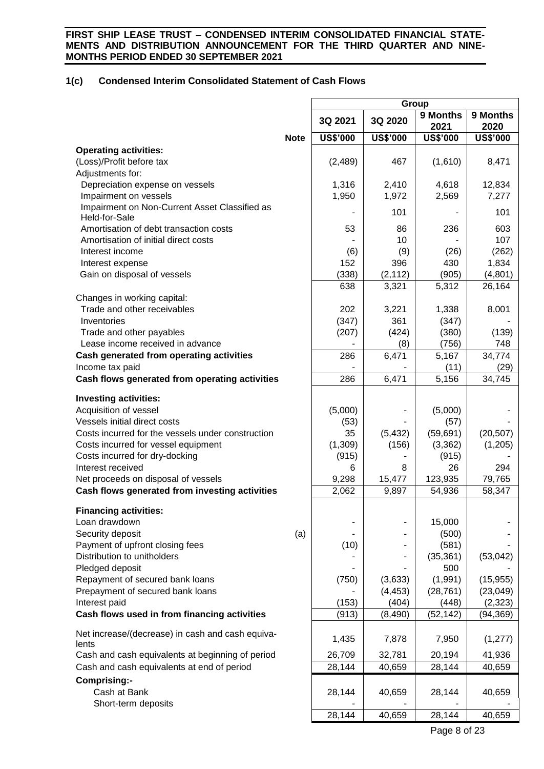## 1(c) Condensed Interim Consolidated Statement of Cash Flows

| | Note | Group | | | |
|---|---|---|---|---|---|
| | | 3Q 2021 | 3Q 2020 | 9 Months 2021 | 9 Months 2020 |
| | | US$'000 | US$'000 | US$'000 | US$'000 |
| **Operating activities:** | | | | | |
| (Loss)/Profit before tax | | (2,489) | 467 | (1,610) | 8,471 |
| Adjustments for: | | | | | |
| Depreciation expense on vessels | | 1,316 | 2,410 | 4,618 | 12,834 |
| Impairment on vessels | | 1,950 | 1,972 | 2,569 | 7,277 |
| Impairment on Non-Current Asset Classified as Held-for-Sale | | - | 101 | - | 101 |
| Amortisation of debt transaction costs | | 53 | 86 | 236 | 603 |
| Amortisation of initial direct costs | | - | 10 | - | 107 |
| Interest income | | (6) | (9) | (26) | (262) |
| Interest expense | | 152 | 396 | 430 | 1,834 |
| Gain on disposal of vessels | | (338) | (2,112) | (905) | (4,801) |
| | | 638 | 3,321 | 5,312 | 26,164 |
| Changes in working capital: | | | | | |
| Trade and other receivables | | 202 | 3,221 | 1,338 | 8,001 |
| Inventories | | (347) | 361 | (347) | - |
| Trade and other payables | | (207) | (424) | (380) | (139) |
| Lease income received in advance | | - | (8) | (756) | 748 |
| **Cash generated from operating activities** | | 286 | 6,471 | 5,167 | 34,774 |
| Income tax paid | | - | - | (11) | (29) |
| **Cash flows generated from operating activities** | | 286 | 6,471 | 5,156 | 34,745 |
| **Investing activities:** | | | | | |
| Acquisition of vessel | | (5,000) | - | (5,000) | - |
| Vessels initial direct costs | | (53) | - | (57) | - |
| Costs incurred for the vessels under construction | | 35 | (5,432) | (59,691) | (20,507) |
| Costs incurred for vessel equipment | | (1,309) | (156) | (3,362) | (1,205) |
| Costs incurred for dry-docking | | (915) | - | (915) | - |
| Interest received | | 6 | 8 | 26 | 294 |
| Net proceeds on disposal of vessels | | 9,298 | 15,477 | 123,935 | 79,765 |
| **Cash flows generated from investing activities** | | 2,062 | 9,897 | 54,936 | 58,347 |
| **Financing activities:** | | | | | |
| Loan drawdown | | - | - | 15,000 | - |
| Security deposit | (a) | - | - | (500) | - |
| Payment of upfront closing fees | | (10) | - | (581) | - |
| Distribution to unitholders | | - | - | (35,361) | (53,042) |
| Pledged deposit | | - | - | 500 | - |
| Repayment of secured bank loans | | (750) | (3,633) | (1,991) | (15,955) |
| Prepayment of secured bank loans | | - | (4,453) | (28,761) | (23,049) |
| Interest paid | | (153) | (404) | (448) | (2,323) |
| **Cash flows used in from financing activities** | | (913) | (8,490) | (52,142) | (94,369) |
| Net increase/(decrease) in cash and cash equivalents | | 1,435 | 7,878 | 7,950 | (1,277) |
| Cash and cash equivalents at beginning of period | | 26,709 | 32,781 | 20,194 | 41,936 |
| Cash and cash equivalents at end of period | | 28,144 | 40,659 | 28,144 | 40,659 |
| **Comprising:-** | | | | | |
| Cash at Bank | | 28,144 | 40,659 | 28,144 | 40,659 |
| Short-term deposits | | - | - | - | - |
| | | 28,144 | 40,659 | 28,144 | 40,659 |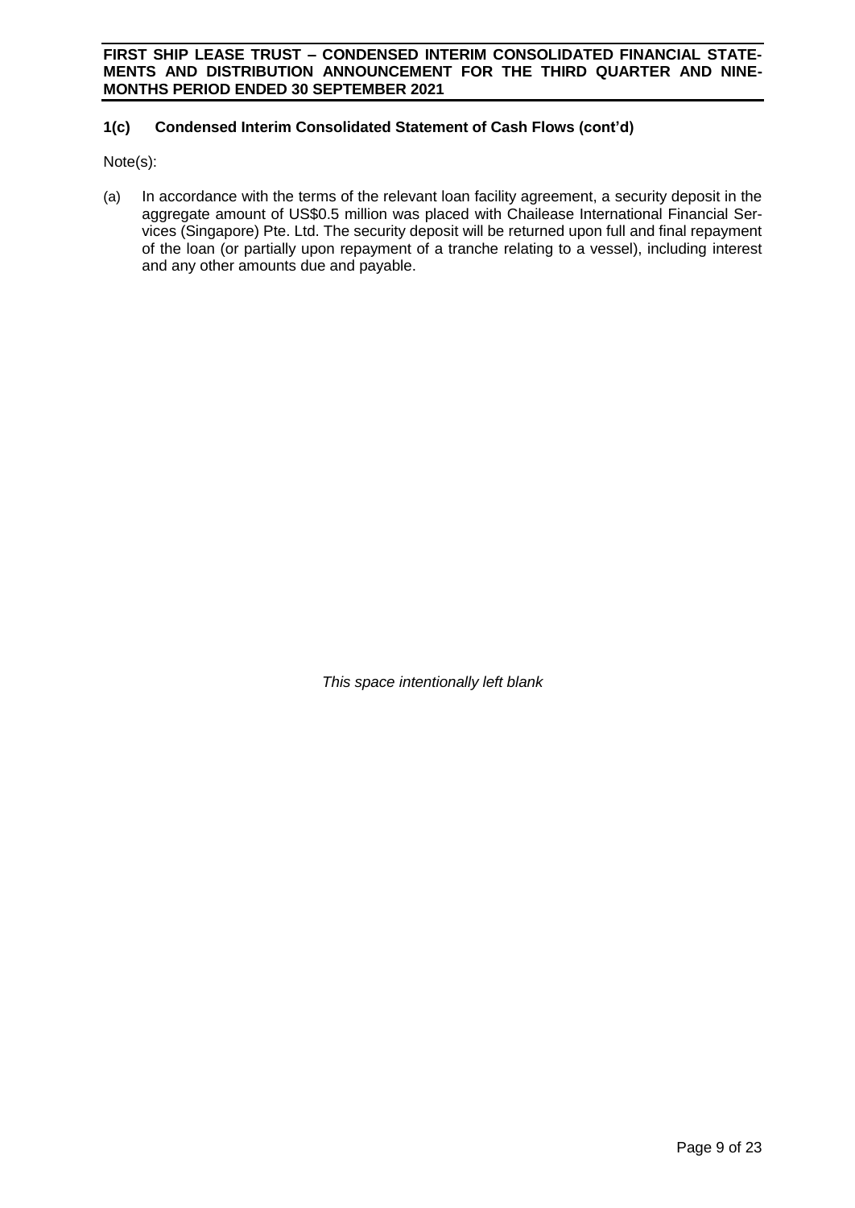## 1(c) Condensed Interim Consolidated Statement of Cash Flows (cont'd)

Note(s):

(a) In accordance with the terms of the relevant loan facility agreement, a security deposit in the aggregate amount of US$0.5 million was placed with Chailease International Financial Services (Singapore) Pte. Ltd. The security deposit will be returned upon full and final repayment of the loan (or partially upon repayment of a tranche relating to a vessel), including interest and any other amounts due and payable.

*This space intentionally left blank*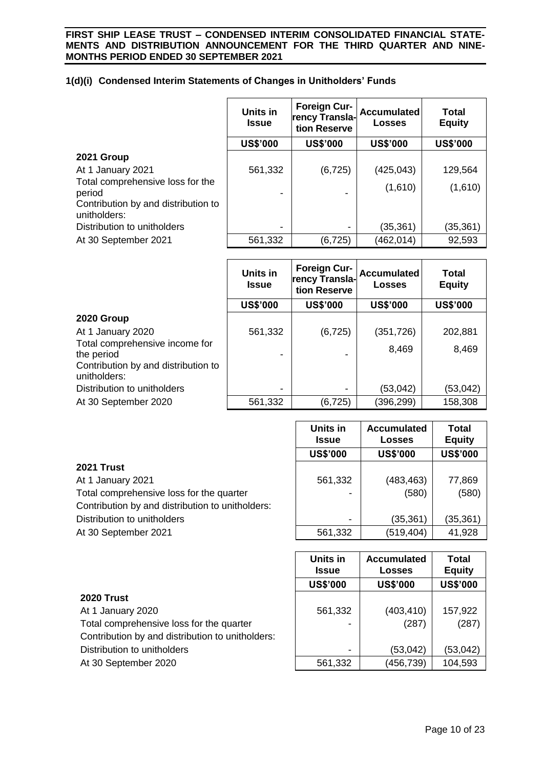### 1(d)(i) Condensed Interim Statements of Changes in Unitholders' Funds

| | Units in Issue | Foreign Currency Translation Reserve | Accumulated Losses | Total Equity |
|---|---|---|---|---|
| | US$'000 | US$'000 | US$'000 | US$'000 |
| **2021 Group** | | | | |
| At 1 January 2021 | 561,332 | (6,725) | (425,043) | 129,564 |
| Total comprehensive loss for the period | - | - | (1,610) | (1,610) |
| Contribution by and distribution to unitholders: | | | | |
| Distribution to unitholders | - | - | (35,361) | (35,361) |
| At 30 September 2021 | 561,332 | (6,725) | (462,014) | 92,593 |

| | Units in Issue | Foreign Currency Translation Reserve | Accumulated Losses | Total Equity |
|---|---|---|---|---|
| | US$'000 | US$'000 | US$'000 | US$'000 |
| **2020 Group** | | | | |
| At 1 January 2020 | 561,332 | (6,725) | (351,726) | 202,881 |
| Total comprehensive income for the period | - | - | 8,469 | 8,469 |
| Contribution by and distribution to unitholders: | | | | |
| Distribution to unitholders | - | - | (53,042) | (53,042) |
| At 30 September 2020 | 561,332 | (6,725) | (396,299) | 158,308 |

| | Units in Issue | Accumulated Losses | Total Equity |
|---|---|---|---|
| | US$'000 | US$'000 | US$'000 |
| **2021 Trust** | | | |
| At 1 January 2021 | 561,332 | (483,463) | 77,869 |
| Total comprehensive loss for the quarter | - | (580) | (580) |
| Contribution by and distribution to unitholders: | | | |
| Distribution to unitholders | - | (35,361) | (35,361) |
| At 30 September 2021 | 561,332 | (519,404) | 41,928 |

| | Units in Issue | Accumulated Losses | Total Equity |
|---|---|---|---|
| | US$'000 | US$'000 | US$'000 |
| **2020 Trust** | | | |
| At 1 January 2020 | 561,332 | (403,410) | 157,922 |
| Total comprehensive loss for the quarter | - | (287) | (287) |
| Contribution by and distribution to unitholders: | | | |
| Distribution to unitholders | - | (53,042) | (53,042) |
| At 30 September 2020 | 561,332 | (456,739) | 104,593 |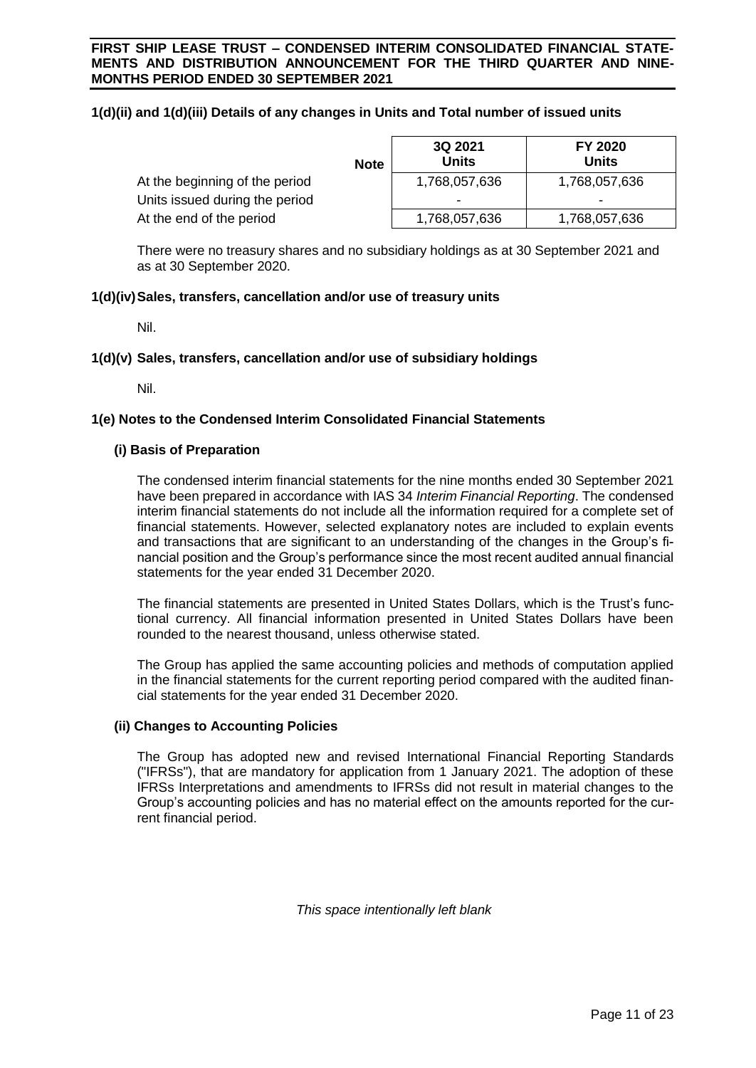### 1(d)(ii) and 1(d)(iii) Details of any changes in Units and Total number of issued units

| | Note | 3Q 2021 Units | FY 2020 Units |
|---|---|---|---|
| At the beginning of the period | | 1,768,057,636 | 1,768,057,636 |
| Units issued during the period | | - | - |
| At the end of the period | | 1,768,057,636 | 1,768,057,636 |

There were no treasury shares and no subsidiary holdings as at 30 September 2021 and as at 30 September 2020.

### 1(d)(iv) Sales, transfers, cancellation and/or use of treasury units

Nil.

### 1(d)(v) Sales, transfers, cancellation and/or use of subsidiary holdings

Nil.

### 1(e) Notes to the Condensed Interim Consolidated Financial Statements

#### (i) Basis of Preparation

The condensed interim financial statements for the nine months ended 30 September 2021 have been prepared in accordance with IAS 34 *Interim Financial Reporting*. The condensed interim financial statements do not include all the information required for a complete set of financial statements. However, selected explanatory notes are included to explain events and transactions that are significant to an understanding of the changes in the Group's financial position and the Group's performance since the most recent audited annual financial statements for the year ended 31 December 2020.

The financial statements are presented in United States Dollars, which is the Trust's functional currency. All financial information presented in United States Dollars have been rounded to the nearest thousand, unless otherwise stated.

The Group has applied the same accounting policies and methods of computation applied in the financial statements for the current reporting period compared with the audited financial statements for the year ended 31 December 2020.

#### (ii) Changes to Accounting Policies

The Group has adopted new and revised International Financial Reporting Standards ("IFRSs"), that are mandatory for application from 1 January 2021. The adoption of these IFRSs Interpretations and amendments to IFRSs did not result in material changes to the Group's accounting policies and has no material effect on the amounts reported for the current financial period.

*This space intentionally left blank*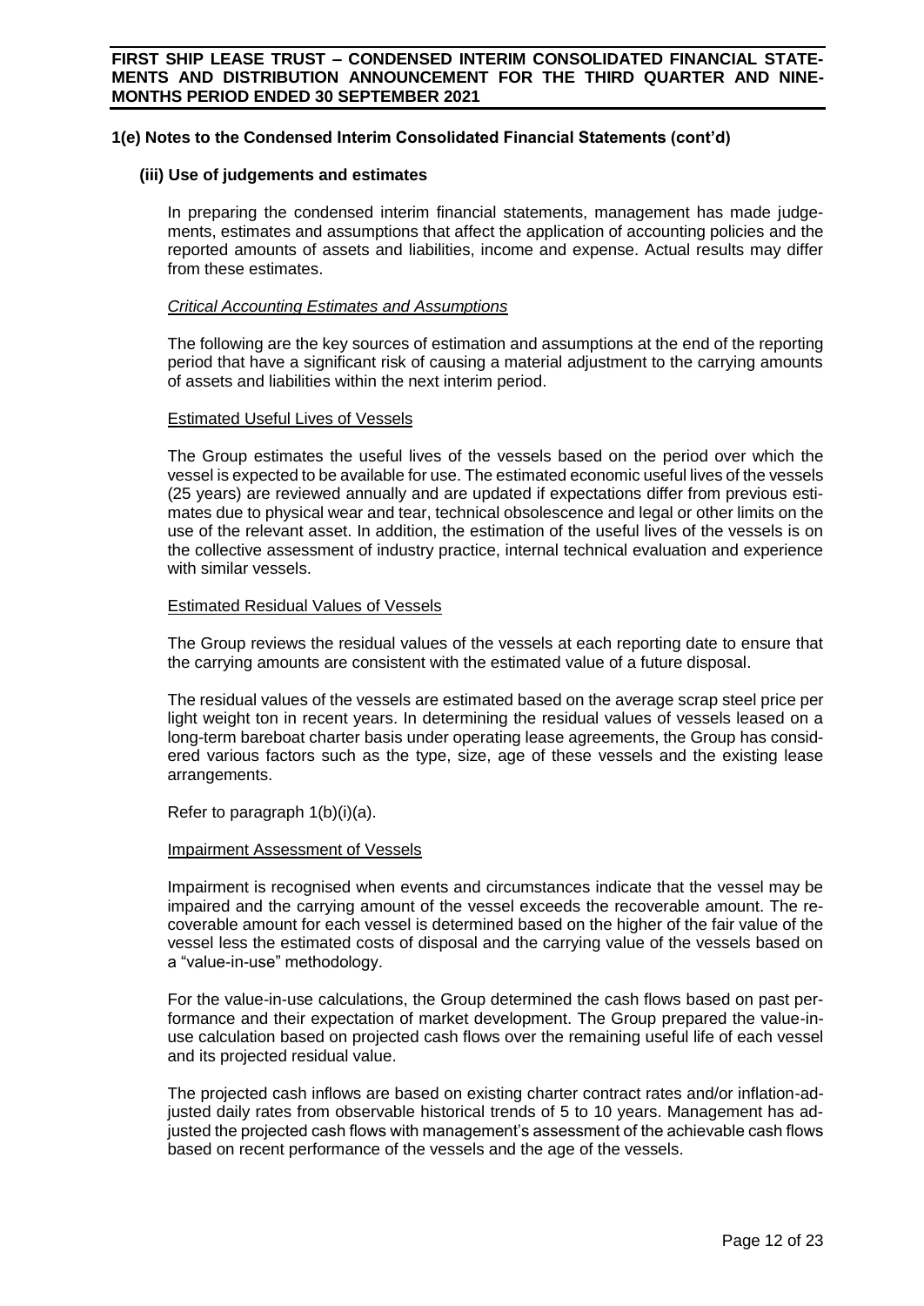## 1(e) Notes to the Condensed Interim Consolidated Financial Statements (cont'd)

### (iii) Use of judgements and estimates

In preparing the condensed interim financial statements, management has made judgements, estimates and assumptions that affect the application of accounting policies and the reported amounts of assets and liabilities, income and expense. Actual results may differ from these estimates.

*Critical Accounting Estimates and Assumptions*

The following are the key sources of estimation and assumptions at the end of the reporting period that have a significant risk of causing a material adjustment to the carrying amounts of assets and liabilities within the next interim period.

Estimated Useful Lives of Vessels

The Group estimates the useful lives of the vessels based on the period over which the vessel is expected to be available for use. The estimated economic useful lives of the vessels (25 years) are reviewed annually and are updated if expectations differ from previous estimates due to physical wear and tear, technical obsolescence and legal or other limits on the use of the relevant asset. In addition, the estimation of the useful lives of the vessels is on the collective assessment of industry practice, internal technical evaluation and experience with similar vessels.

Estimated Residual Values of Vessels

The Group reviews the residual values of the vessels at each reporting date to ensure that the carrying amounts are consistent with the estimated value of a future disposal.

The residual values of the vessels are estimated based on the average scrap steel price per light weight ton in recent years. In determining the residual values of vessels leased on a long-term bareboat charter basis under operating lease agreements, the Group has considered various factors such as the type, size, age of these vessels and the existing lease arrangements.

Refer to paragraph 1(b)(i)(a).

Impairment Assessment of Vessels

Impairment is recognised when events and circumstances indicate that the vessel may be impaired and the carrying amount of the vessel exceeds the recoverable amount. The recoverable amount for each vessel is determined based on the higher of the fair value of the vessel less the estimated costs of disposal and the carrying value of the vessels based on a "value-in-use" methodology.

For the value-in-use calculations, the Group determined the cash flows based on past performance and their expectation of market development. The Group prepared the value-in-use calculation based on projected cash flows over the remaining useful life of each vessel and its projected residual value.

The projected cash inflows are based on existing charter contract rates and/or inflation-adjusted daily rates from observable historical trends of 5 to 10 years. Management has adjusted the projected cash flows with management's assessment of the achievable cash flows based on recent performance of the vessels and the age of the vessels.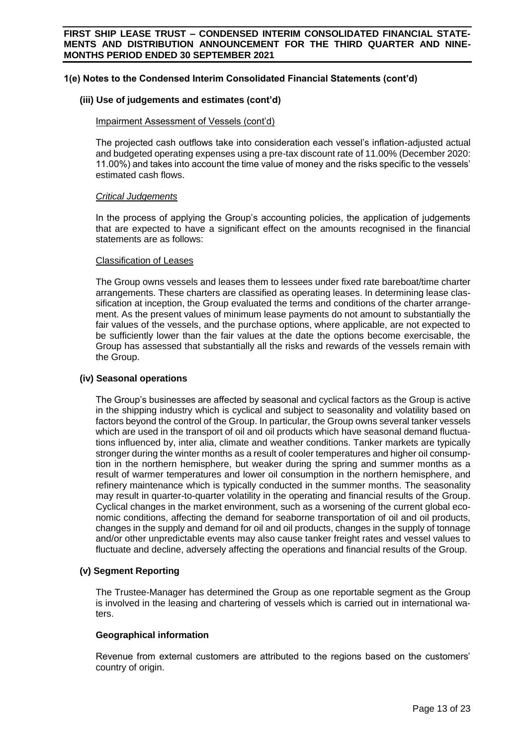## 1(e) Notes to the Condensed Interim Consolidated Financial Statements (cont'd)

### (iii) Use of judgements and estimates (cont'd)

Impairment Assessment of Vessels (cont'd)

The projected cash outflows take into consideration each vessel's inflation-adjusted actual and budgeted operating expenses using a pre-tax discount rate of 11.00% (December 2020: 11.00%) and takes into account the time value of money and the risks specific to the vessels' estimated cash flows.

*Critical Judgements*

In the process of applying the Group's accounting policies, the application of judgements that are expected to have a significant effect on the amounts recognised in the financial statements are as follows:

Classification of Leases

The Group owns vessels and leases them to lessees under fixed rate bareboat/time charter arrangements. These charters are classified as operating leases. In determining lease classification at inception, the Group evaluated the terms and conditions of the charter arrangement. As the present values of minimum lease payments do not amount to substantially the fair values of the vessels, and the purchase options, where applicable, are not expected to be sufficiently lower than the fair values at the date the options become exercisable, the Group has assessed that substantially all the risks and rewards of the vessels remain with the Group.

### (iv) Seasonal operations

The Group's businesses are affected by seasonal and cyclical factors as the Group is active in the shipping industry which is cyclical and subject to seasonality and volatility based on factors beyond the control of the Group. In particular, the Group owns several tanker vessels which are used in the transport of oil and oil products which have seasonal demand fluctuations influenced by, inter alia, climate and weather conditions. Tanker markets are typically stronger during the winter months as a result of cooler temperatures and higher oil consumption in the northern hemisphere, but weaker during the spring and summer months as a result of warmer temperatures and lower oil consumption in the northern hemisphere, and refinery maintenance which is typically conducted in the summer months. The seasonality may result in quarter-to-quarter volatility in the operating and financial results of the Group. Cyclical changes in the market environment, such as a worsening of the current global economic conditions, affecting the demand for seaborne transportation of oil and oil products, changes in the supply and demand for oil and oil products, changes in the supply of tonnage and/or other unpredictable events may also cause tanker freight rates and vessel values to fluctuate and decline, adversely affecting the operations and financial results of the Group.

### (v) Segment Reporting

The Trustee-Manager has determined the Group as one reportable segment as the Group is involved in the leasing and chartering of vessels which is carried out in international waters.

**Geographical information**

Revenue from external customers are attributed to the regions based on the customers' country of origin.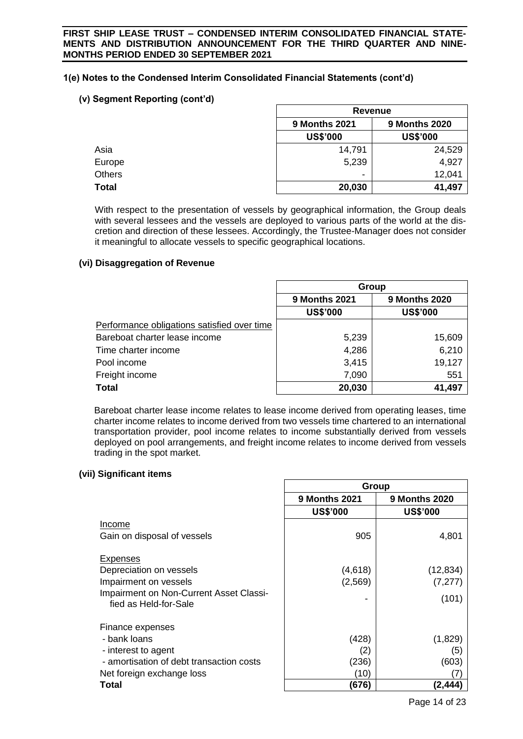### 1(e) Notes to the Condensed Interim Consolidated Financial Statements (cont'd)

#### (v) Segment Reporting (cont'd)

| | Revenue | |
|---|---|---|
| | 9 Months 2021 | 9 Months 2020 |
| | US$'000 | US$'000 |
| Asia | 14,791 | 24,529 |
| Europe | 5,239 | 4,927 |
| Others | - | 12,041 |
| **Total** | **20,030** | **41,497** |

With respect to the presentation of vessels by geographical information, the Group deals with several lessees and the vessels are deployed to various parts of the world at the discretion and direction of these lessees. Accordingly, the Trustee-Manager does not consider it meaningful to allocate vessels to specific geographical locations.

#### (vi) Disaggregation of Revenue

| | Group | |
|---|---|---|
| | 9 Months 2021 | 9 Months 2020 |
| | US$'000 | US$'000 |
| Performance obligations satisfied over time | | |
| Bareboat charter lease income | 5,239 | 15,609 |
| Time charter income | 4,286 | 6,210 |
| Pool income | 3,415 | 19,127 |
| Freight income | 7,090 | 551 |
| **Total** | **20,030** | **41,497** |

Bareboat charter lease income relates to lease income derived from operating leases, time charter income relates to income derived from two vessels time chartered to an international transportation provider, pool income relates to income substantially derived from vessels deployed on pool arrangements, and freight income relates to income derived from vessels trading in the spot market.

#### (vii) Significant items

| | Group | |
|---|---|---|
| | 9 Months 2021 | 9 Months 2020 |
| | US$'000 | US$'000 |
| Income | | |
| Gain on disposal of vessels | 905 | 4,801 |
| Expenses | | |
| Depreciation on vessels | (4,618) | (12,834) |
| Impairment on vessels | (2,569) | (7,277) |
| Impairment on Non-Current Asset Classified as Held-for-Sale | - | (101) |
| Finance expenses | | |
| - bank loans | (428) | (1,829) |
| - interest to agent | (2) | (5) |
| - amortisation of debt transaction costs | (236) | (603) |
| Net foreign exchange loss | (10) | (7) |
| **Total** | **(676)** | **(2,444)** |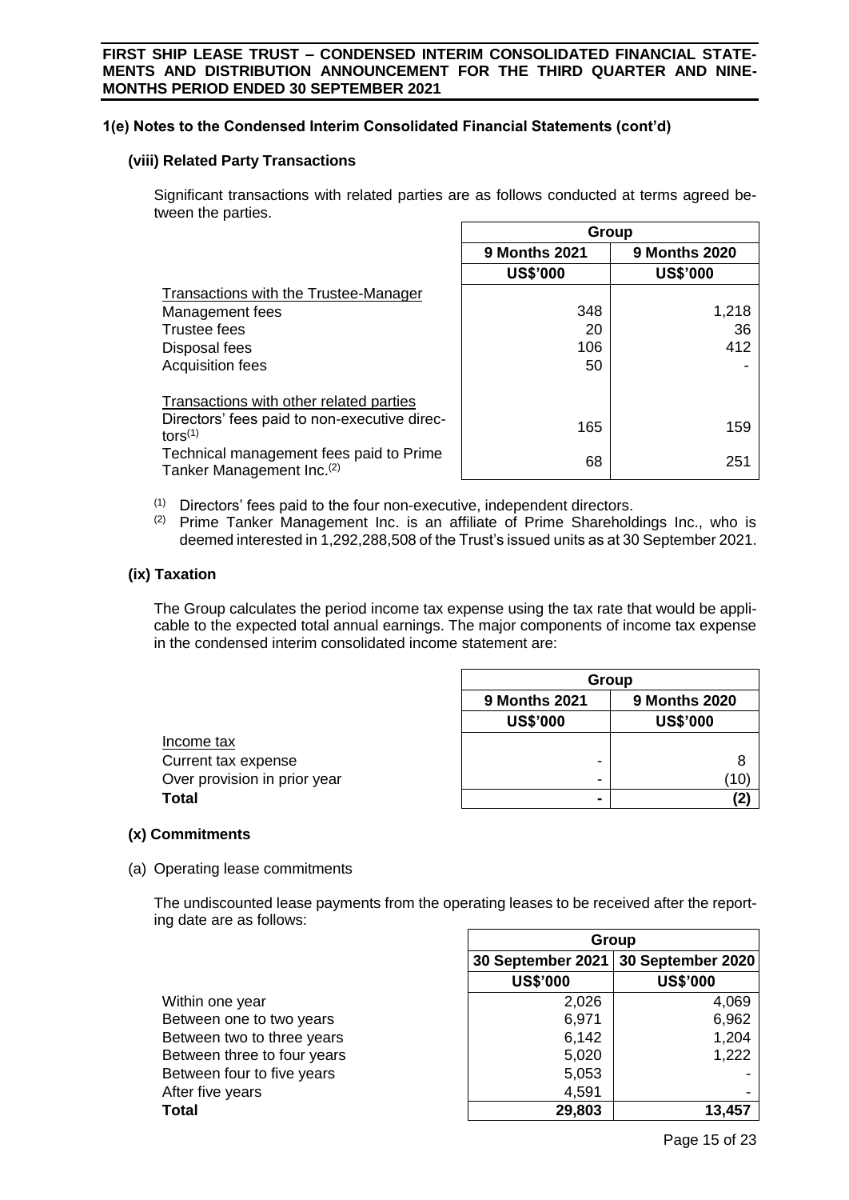## 1(e) Notes to the Condensed Interim Consolidated Financial Statements (cont'd)

### (viii) Related Party Transactions

Significant transactions with related parties are as follows conducted at terms agreed between the parties.

| | Group | |
|---|---|---|
| | 9 Months 2021 | 9 Months 2020 |
| | US$'000 | US$'000 |
| Transactions with the Trustee-Manager | | |
| Management fees | 348 | 1,218 |
| Trustee fees | 20 | 36 |
| Disposal fees | 106 | 412 |
| Acquisition fees | 50 | - |
| | | |
| Transactions with other related parties | | |
| Directors' fees paid to non-executive directors[(1)] | 165 | 159 |
| Technical management fees paid to Prime Tanker Management Inc.[(2)] | 68 | 251 |

[(1)] Directors' fees paid to the four non-executive, independent directors.
[(2)] Prime Tanker Management Inc. is an affiliate of Prime Shareholdings Inc., who is deemed interested in 1,292,288,508 of the Trust's issued units as at 30 September 2021.

### (ix) Taxation

The Group calculates the period income tax expense using the tax rate that would be applicable to the expected total annual earnings. The major components of income tax expense in the condensed interim consolidated income statement are:

| | Group | |
|---|---|---|
| | 9 Months 2021 | 9 Months 2020 |
| | US$'000 | US$'000 |
| Income tax | | |
| Current tax expense | - | 8 |
| Over provision in prior year | - | (10) |
| **Total** | **-** | **(2)** |

### (x) Commitments

(a) Operating lease commitments

The undiscounted lease payments from the operating leases to be received after the reporting date are as follows:

| | Group | |
|---|---|---|
| | 30 September 2021 | 30 September 2020 |
| | US$'000 | US$'000 |
| Within one year | 2,026 | 4,069 |
| Between one to two years | 6,971 | 6,962 |
| Between two to three years | 6,142 | 1,204 |
| Between three to four years | 5,020 | 1,222 |
| Between four to five years | 5,053 | - |
| After five years | 4,591 | - |
| **Total** | **29,803** | **13,457** |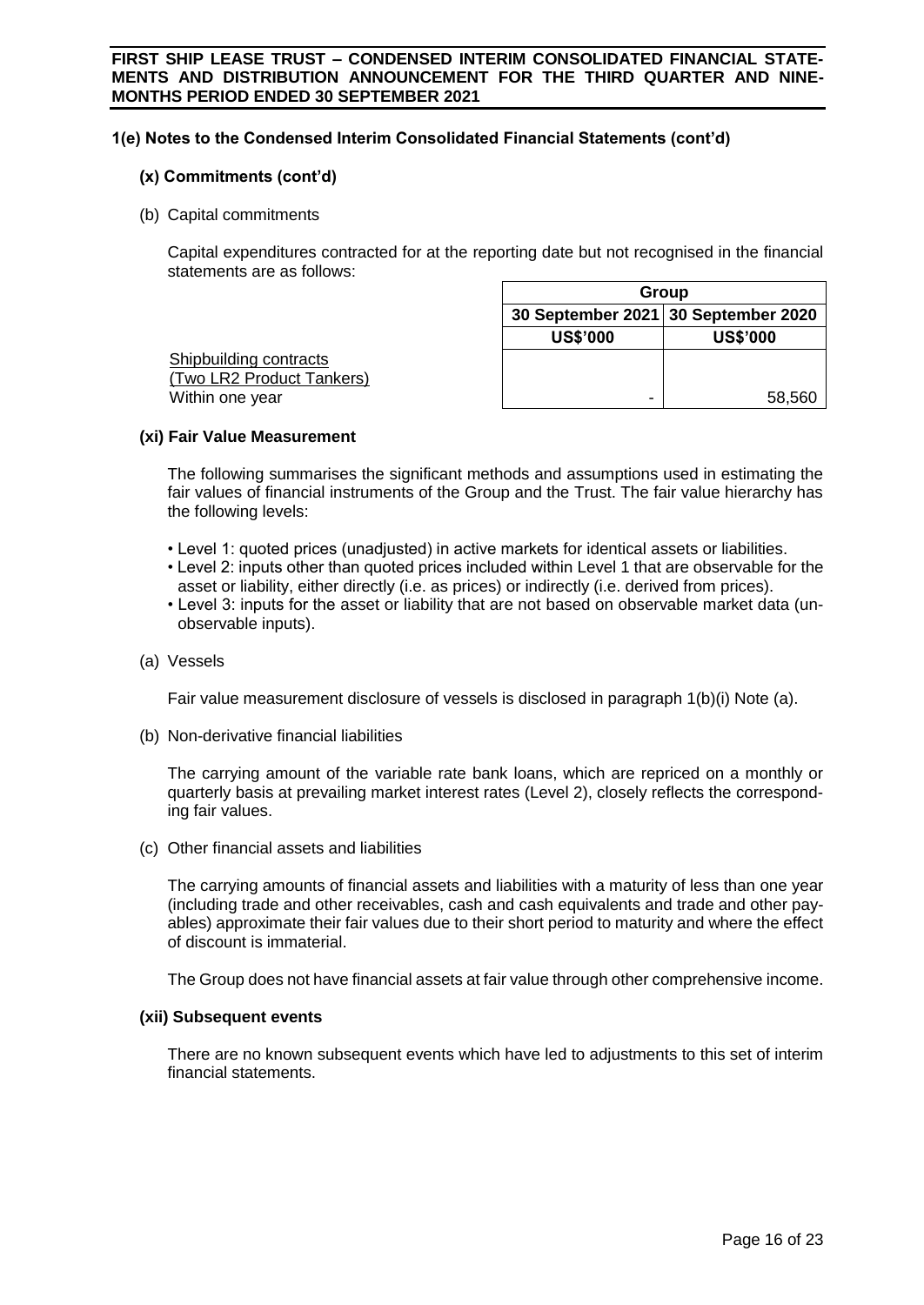### 1(e) Notes to the Condensed Interim Consolidated Financial Statements (cont'd)

#### (x) Commitments (cont'd)

(b) Capital commitments

Capital expenditures contracted for at the reporting date but not recognised in the financial statements are as follows:

| | Group | |
|---|---|---|
| | 30 September 2021 | 30 September 2020 |
| | US$'000 | US$'000 |
| Shipbuilding contracts (Two LR2 Product Tankers) | | |
| Within one year | - | 58,560 |

#### (xi) Fair Value Measurement

The following summarises the significant methods and assumptions used in estimating the fair values of financial instruments of the Group and the Trust. The fair value hierarchy has the following levels:

- Level 1: quoted prices (unadjusted) in active markets for identical assets or liabilities.
- Level 2: inputs other than quoted prices included within Level 1 that are observable for the asset or liability, either directly (i.e. as prices) or indirectly (i.e. derived from prices).
- Level 3: inputs for the asset or liability that are not based on observable market data (unobservable inputs).

(a) Vessels

Fair value measurement disclosure of vessels is disclosed in paragraph 1(b)(i) Note (a).

(b) Non-derivative financial liabilities

The carrying amount of the variable rate bank loans, which are repriced on a monthly or quarterly basis at prevailing market interest rates (Level 2), closely reflects the corresponding fair values.

(c) Other financial assets and liabilities

The carrying amounts of financial assets and liabilities with a maturity of less than one year (including trade and other receivables, cash and cash equivalents and trade and other payables) approximate their fair values due to their short period to maturity and where the effect of discount is immaterial.

The Group does not have financial assets at fair value through other comprehensive income.

#### (xii) Subsequent events

There are no known subsequent events which have led to adjustments to this set of interim financial statements.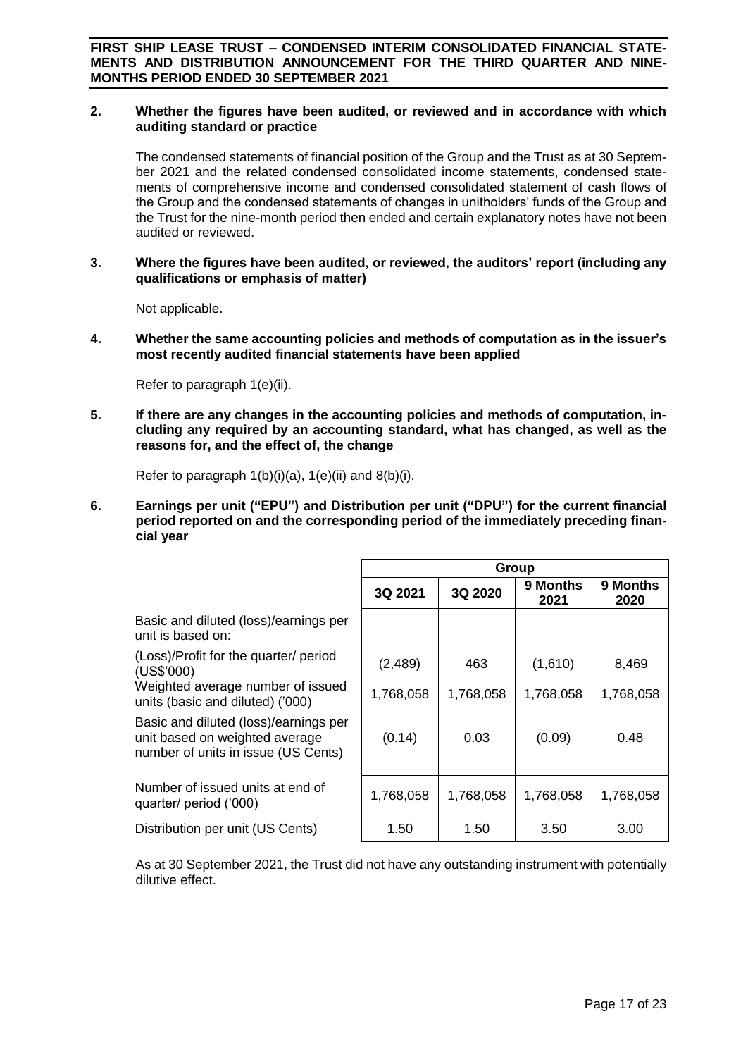**2. Whether the figures have been audited, or reviewed and in accordance with which auditing standard or practice**

The condensed statements of financial position of the Group and the Trust as at 30 September 2021 and the related condensed consolidated income statements, condensed statements of comprehensive income and condensed consolidated statement of cash flows of the Group and the condensed statements of changes in unitholders' funds of the Group and the Trust for the nine-month period then ended and certain explanatory notes have not been audited or reviewed.

**3. Where the figures have been audited, or reviewed, the auditors' report (including any qualifications or emphasis of matter)**

Not applicable.

**4. Whether the same accounting policies and methods of computation as in the issuer's most recently audited financial statements have been applied**

Refer to paragraph 1(e)(ii).

**5. If there are any changes in the accounting policies and methods of computation, including any required by an accounting standard, what has changed, as well as the reasons for, and the effect of, the change**

Refer to paragraph 1(b)(i)(a), 1(e)(ii) and 8(b)(i).

**6. Earnings per unit ("EPU") and Distribution per unit ("DPU") for the current financial period reported on and the corresponding period of the immediately preceding financial year**

| | Group | | | |
|---|---|---|---|---|
| | 3Q 2021 | 3Q 2020 | 9 Months 2021 | 9 Months 2020 |
| Basic and diluted (loss)/earnings per unit is based on: | | | | |
| (Loss)/Profit for the quarter/ period (US$'000) | (2,489) | 463 | (1,610) | 8,469 |
| Weighted average number of issued units (basic and diluted) ('000) | 1,768,058 | 1,768,058 | 1,768,058 | 1,768,058 |
| Basic and diluted (loss)/earnings per unit based on weighted average number of units in issue (US Cents) | (0.14) | 0.03 | (0.09) | 0.48 |
| Number of issued units at end of quarter/ period ('000) | 1,768,058 | 1,768,058 | 1,768,058 | 1,768,058 |
| Distribution per unit (US Cents) | 1.50 | 1.50 | 3.50 | 3.00 |

As at 30 September 2021, the Trust did not have any outstanding instrument with potentially dilutive effect.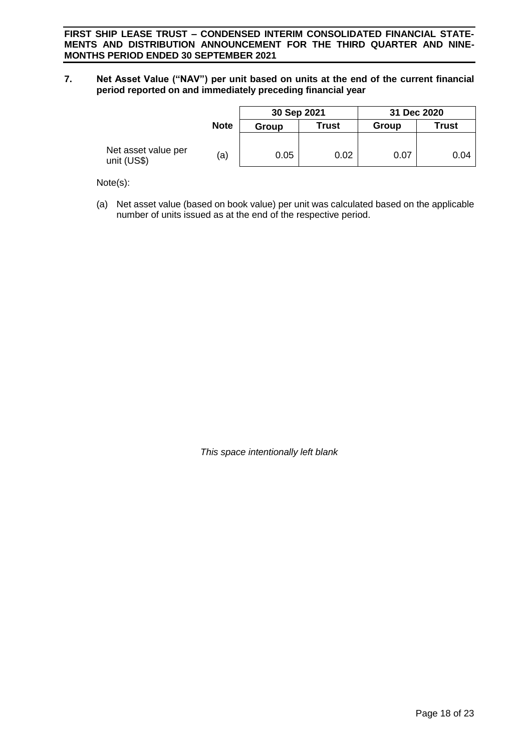## 7. Net Asset Value ("NAV") per unit based on units at the end of the current financial period reported on and immediately preceding financial year

| | Note | 30 Sep 2021 | | 31 Dec 2020 | |
|---|---|---|---|---|---|
| | | Group | Trust | Group | Trust |
| Net asset value per unit (US$) | (a) | 0.05 | 0.02 | 0.07 | 0.04 |

Note(s):

(a) Net asset value (based on book value) per unit was calculated based on the applicable number of units issued as at the end of the respective period.

*This space intentionally left blank*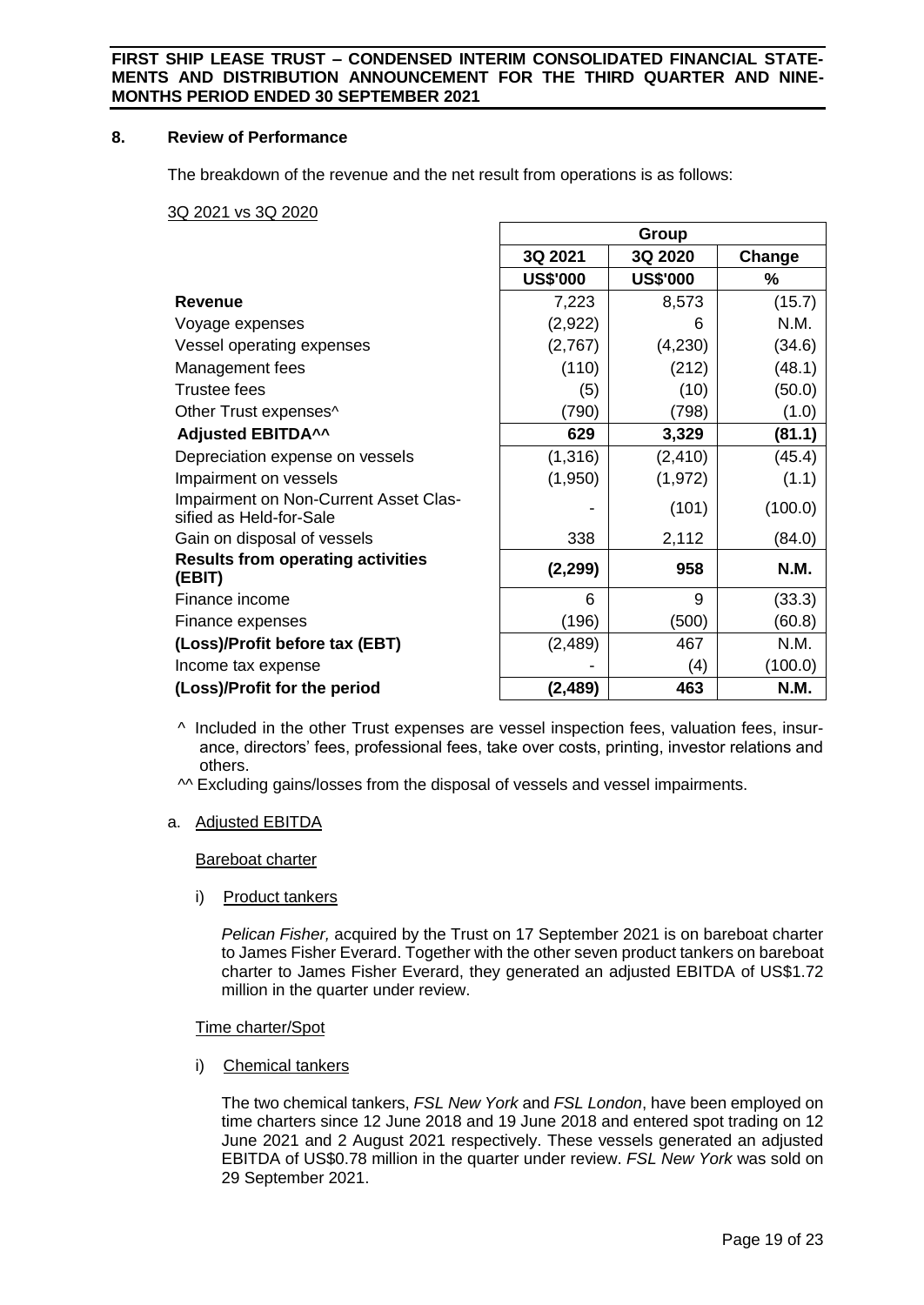## 8. Review of Performance

The breakdown of the revenue and the net result from operations is as follows:

3Q 2021 vs 3Q 2020

| | Group | | |
|---|---|---|---|
| | 3Q 2021 | 3Q 2020 | Change |
| | US$'000 | US$'000 | % |
| **Revenue** | 7,223 | 8,573 | (15.7) |
| Voyage expenses | (2,922) | 6 | N.M. |
| Vessel operating expenses | (2,767) | (4,230) | (34.6) |
| Management fees | (110) | (212) | (48.1) |
| Trustee fees | (5) | (10) | (50.0) |
| Other Trust expenses^ | (790) | (798) | (1.0) |
| **Adjusted EBITDA^^** | **629** | **3,329** | **(81.1)** |
| Depreciation expense on vessels | (1,316) | (2,410) | (45.4) |
| Impairment on vessels | (1,950) | (1,972) | (1.1) |
| Impairment on Non-Current Asset Classified as Held-for-Sale | - | (101) | (100.0) |
| Gain on disposal of vessels | 338 | 2,112 | (84.0) |
| **Results from operating activities (EBIT)** | **(2,299)** | **958** | **N.M.** |
| Finance income | 6 | 9 | (33.3) |
| Finance expenses | (196) | (500) | (60.8) |
| **(Loss)/Profit before tax (EBT)** | (2,489) | 467 | N.M. |
| Income tax expense | - | (4) | (100.0) |
| **(Loss)/Profit for the period** | **(2,489)** | **463** | **N.M.** |

^ Included in the other Trust expenses are vessel inspection fees, valuation fees, insurance, directors' fees, professional fees, take over costs, printing, investor relations and others.

^^ Excluding gains/losses from the disposal of vessels and vessel impairments.

a. Adjusted EBITDA

Bareboat charter

i) Product tankers

*Pelican Fisher,* acquired by the Trust on 17 September 2021 is on bareboat charter to James Fisher Everard. Together with the other seven product tankers on bareboat charter to James Fisher Everard, they generated an adjusted EBITDA of US$1.72 million in the quarter under review.

Time charter/Spot

i) Chemical tankers

The two chemical tankers, *FSL New York* and *FSL London*, have been employed on time charters since 12 June 2018 and 19 June 2018 and entered spot trading on 12 June 2021 and 2 August 2021 respectively. These vessels generated an adjusted EBITDA of US$0.78 million in the quarter under review. *FSL New York* was sold on 29 September 2021.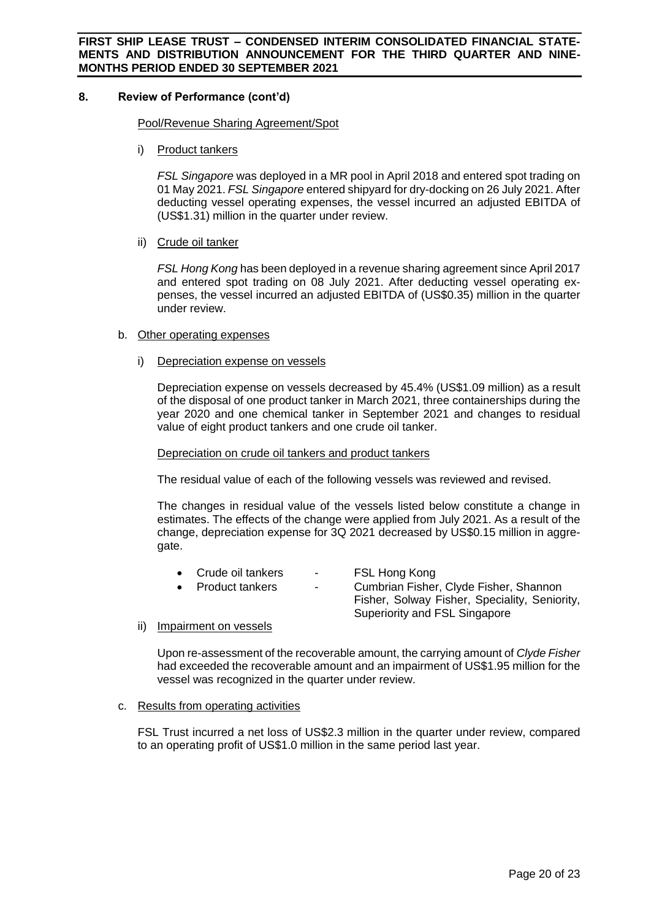## 8. Review of Performance (cont'd)

Pool/Revenue Sharing Agreement/Spot

i) Product tankers

*FSL Singapore* was deployed in a MR pool in April 2018 and entered spot trading on 01 May 2021. *FSL Singapore* entered shipyard for dry-docking on 26 July 2021. After deducting vessel operating expenses, the vessel incurred an adjusted EBITDA of (US$1.31) million in the quarter under review.

ii) Crude oil tanker

*FSL Hong Kong* has been deployed in a revenue sharing agreement since April 2017 and entered spot trading on 08 July 2021. After deducting vessel operating expenses, the vessel incurred an adjusted EBITDA of (US$0.35) million in the quarter under review.

b. Other operating expenses

i) Depreciation expense on vessels

Depreciation expense on vessels decreased by 45.4% (US$1.09 million) as a result of the disposal of one product tanker in March 2021, three containerships during the year 2020 and one chemical tanker in September 2021 and changes to residual value of eight product tankers and one crude oil tanker.

Depreciation on crude oil tankers and product tankers

The residual value of each of the following vessels was reviewed and revised.

The changes in residual value of the vessels listed below constitute a change in estimates. The effects of the change were applied from July 2021. As a result of the change, depreciation expense for 3Q 2021 decreased by US$0.15 million in aggregate.

- Crude oil tankers - FSL Hong Kong
- Product tankers - Cumbrian Fisher, Clyde Fisher, Shannon Fisher, Solway Fisher, Speciality, Seniority, Superiority and FSL Singapore

ii) Impairment on vessels

Upon re-assessment of the recoverable amount, the carrying amount of *Clyde Fisher* had exceeded the recoverable amount and an impairment of US$1.95 million for the vessel was recognized in the quarter under review.

c. Results from operating activities

FSL Trust incurred a net loss of US$2.3 million in the quarter under review, compared to an operating profit of US$1.0 million in the same period last year.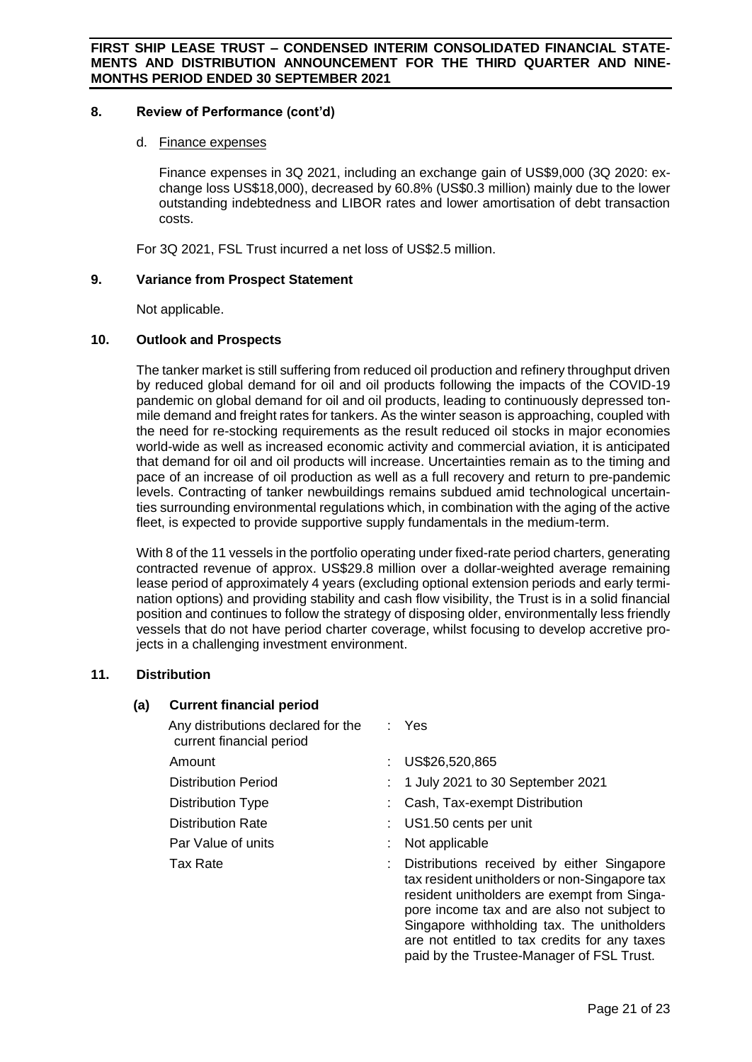## 8. Review of Performance (cont'd)

d. Finance expenses

Finance expenses in 3Q 2021, including an exchange gain of US$9,000 (3Q 2020: exchange loss US$18,000), decreased by 60.8% (US$0.3 million) mainly due to the lower outstanding indebtedness and LIBOR rates and lower amortisation of debt transaction costs.

For 3Q 2021, FSL Trust incurred a net loss of US$2.5 million.

## 9. Variance from Prospect Statement

Not applicable.

## 10. Outlook and Prospects

The tanker market is still suffering from reduced oil production and refinery throughput driven by reduced global demand for oil and oil products following the impacts of the COVID-19 pandemic on global demand for oil and oil products, leading to continuously depressed ton-mile demand and freight rates for tankers. As the winter season is approaching, coupled with the need for re-stocking requirements as the result reduced oil stocks in major economies world-wide as well as increased economic activity and commercial aviation, it is anticipated that demand for oil and oil products will increase. Uncertainties remain as to the timing and pace of an increase of oil production as well as a full recovery and return to pre-pandemic levels. Contracting of tanker newbuildings remains subdued amid technological uncertainties surrounding environmental regulations which, in combination with the aging of the active fleet, is expected to provide supportive supply fundamentals in the medium-term.

With 8 of the 11 vessels in the portfolio operating under fixed-rate period charters, generating contracted revenue of approx. US$29.8 million over a dollar-weighted average remaining lease period of approximately 4 years (excluding optional extension periods and early termination options) and providing stability and cash flow visibility, the Trust is in a solid financial position and continues to follow the strategy of disposing older, environmentally less friendly vessels that do not have period charter coverage, whilst focusing to develop accretive projects in a challenging investment environment.

## 11. Distribution

### (a) Current financial period

| | | |
|---|---|---|
| Any distributions declared for the current financial period | : | Yes |
| Amount | : | US$26,520,865 |
| Distribution Period | : | 1 July 2021 to 30 September 2021 |
| Distribution Type | : | Cash, Tax-exempt Distribution |
| Distribution Rate | : | US1.50 cents per unit |
| Par Value of units | : | Not applicable |
| Tax Rate | : | Distributions received by either Singapore tax resident unitholders or non-Singapore tax resident unitholders are exempt from Singapore income tax and are also not subject to Singapore withholding tax. The unitholders are not entitled to tax credits for any taxes paid by the Trustee-Manager of FSL Trust. |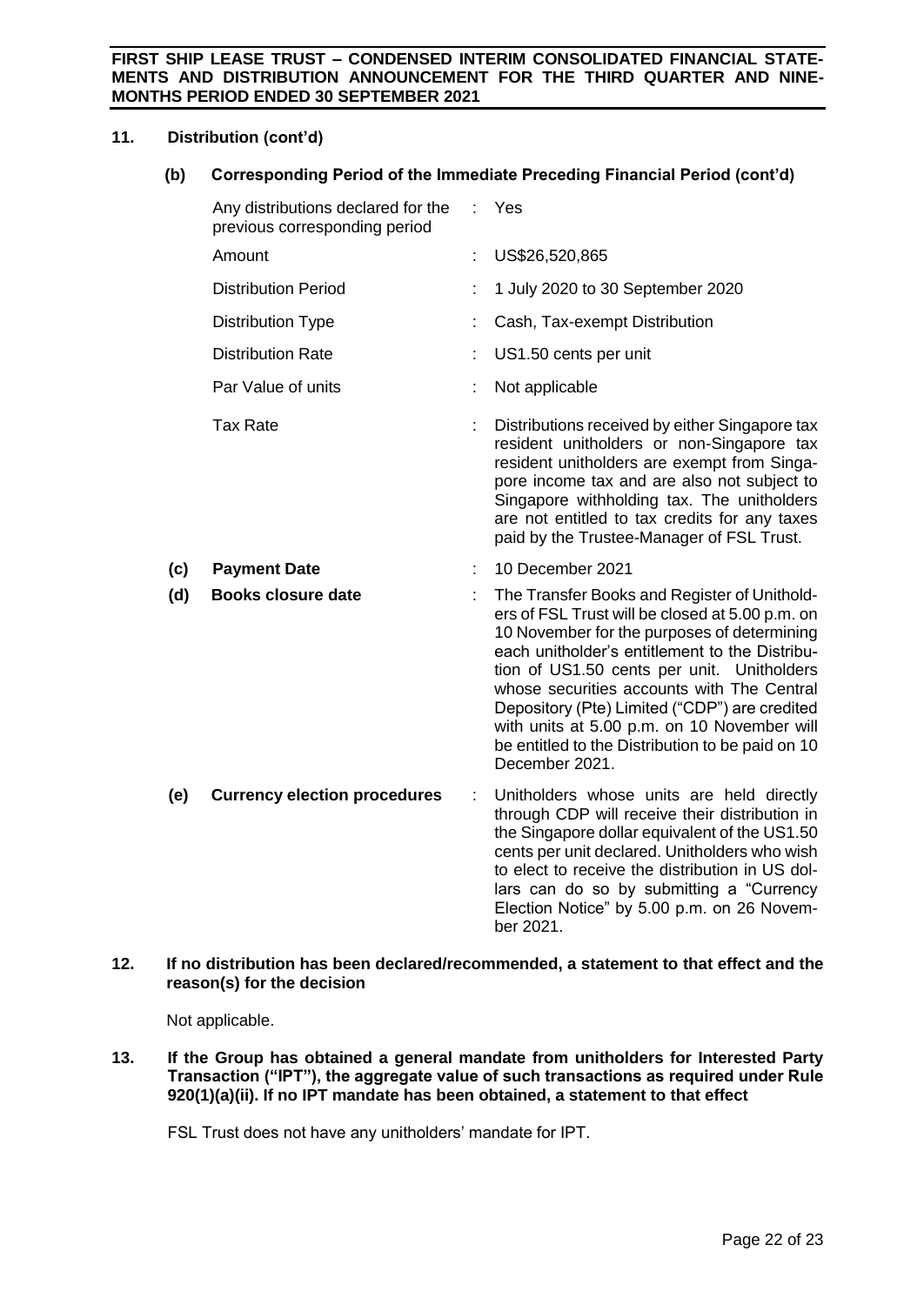## 11. Distribution (cont'd)

### (b) Corresponding Period of the Immediate Preceding Financial Period (cont'd)

| | | |
|---|---|---|
| Any distributions declared for the previous corresponding period | : | Yes |
| Amount | : | US$26,520,865 |
| Distribution Period | : | 1 July 2020 to 30 September 2020 |
| Distribution Type | : | Cash, Tax-exempt Distribution |
| Distribution Rate | : | US1.50 cents per unit |
| Par Value of units | : | Not applicable |
| Tax Rate | : | Distributions received by either Singapore tax resident unitholders or non-Singapore tax resident unitholders are exempt from Singapore income tax and are also not subject to Singapore withholding tax. The unitholders are not entitled to tax credits for any taxes paid by the Trustee-Manager of FSL Trust. |

| | | | |
|---|---|---|---|
| **(c)** | **Payment Date** | : | 10 December 2021 |
| **(d)** | **Books closure date** | : | The Transfer Books and Register of Unitholders of FSL Trust will be closed at 5.00 p.m. on 10 November for the purposes of determining each unitholder's entitlement to the Distribution of US1.50 cents per unit. Unitholders whose securities accounts with The Central Depository (Pte) Limited ("CDP") are credited with units at 5.00 p.m. on 10 November will be entitled to the Distribution to be paid on 10 December 2021. |
| **(e)** | **Currency election procedures** | : | Unitholders whose units are held directly through CDP will receive their distribution in the Singapore dollar equivalent of the US1.50 cents per unit declared. Unitholders who wish to elect to receive the distribution in US dollars can do so by submitting a "Currency Election Notice" by 5.00 p.m. on 26 November 2021. |

## 12. If no distribution has been declared/recommended, a statement to that effect and the reason(s) for the decision

Not applicable.

## 13. If the Group has obtained a general mandate from unitholders for Interested Party Transaction ("IPT"), the aggregate value of such transactions as required under Rule 920(1)(a)(ii). If no IPT mandate has been obtained, a statement to that effect

FSL Trust does not have any unitholders' mandate for IPT.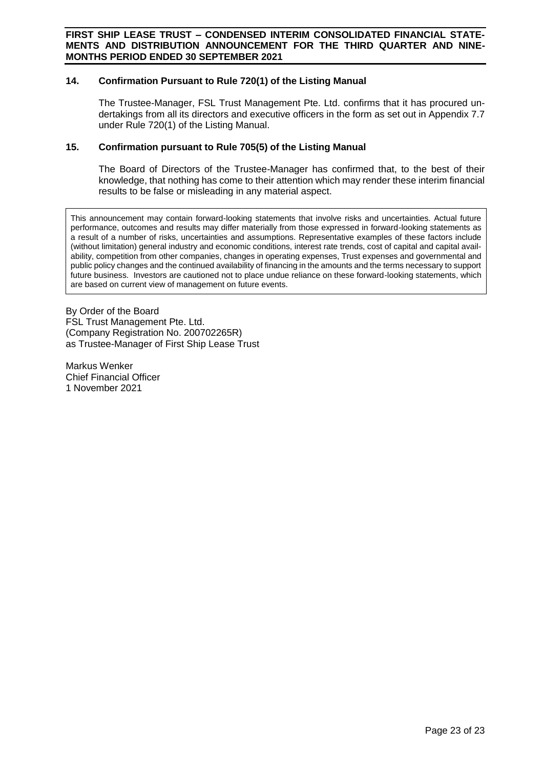## 14. Confirmation Pursuant to Rule 720(1) of the Listing Manual

The Trustee-Manager, FSL Trust Management Pte. Ltd. confirms that it has procured undertakings from all its directors and executive officers in the form as set out in Appendix 7.7 under Rule 720(1) of the Listing Manual.

## 15. Confirmation pursuant to Rule 705(5) of the Listing Manual

The Board of Directors of the Trustee-Manager has confirmed that, to the best of their knowledge, that nothing has come to their attention which may render these interim financial results to be false or misleading in any material aspect.

This announcement may contain forward-looking statements that involve risks and uncertainties. Actual future performance, outcomes and results may differ materially from those expressed in forward-looking statements as a result of a number of risks, uncertainties and assumptions. Representative examples of these factors include (without limitation) general industry and economic conditions, interest rate trends, cost of capital and capital availability, competition from other companies, changes in operating expenses, Trust expenses and governmental and public policy changes and the continued availability of financing in the amounts and the terms necessary to support future business. Investors are cautioned not to place undue reliance on these forward-looking statements, which are based on current view of management on future events.

By Order of the Board
FSL Trust Management Pte. Ltd.
(Company Registration No. 200702265R)
as Trustee-Manager of First Ship Lease Trust

Markus Wenker
Chief Financial Officer
1 November 2021